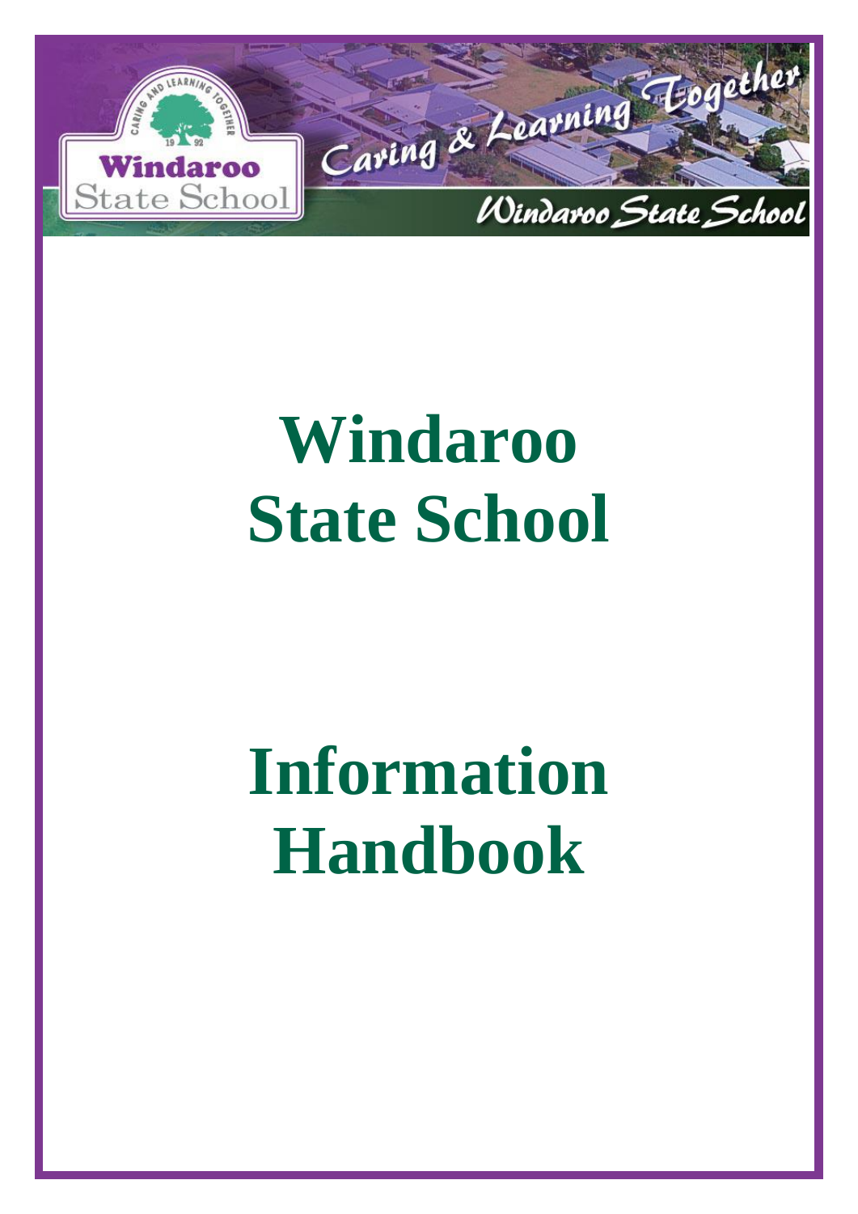Windaroo State School

Caring & Learning Together

# Windaroo State School

# Information Handbook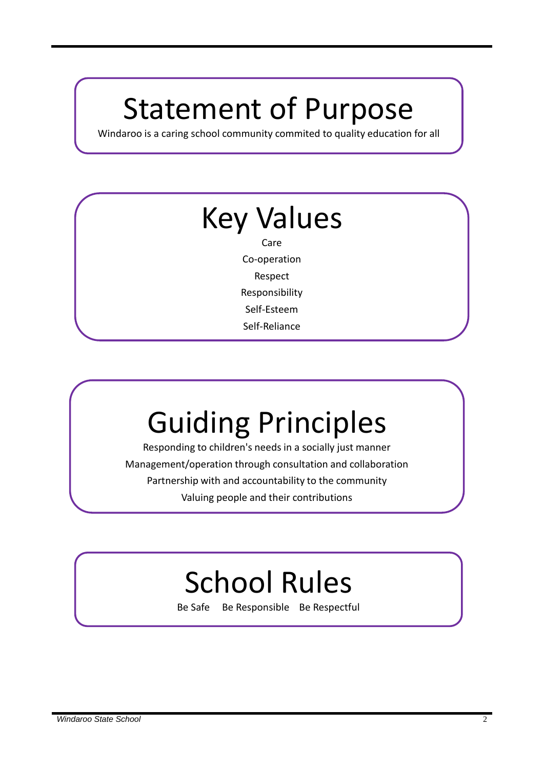# Statement of Purpose

Windaroo is a caring school community commited to quality education for all

# Key Values

Care

Co-operation

Respect

Responsibility

Self-Esteem

Self-Reliance

# Guiding Principles

Responding to children's needs in a socially just manner

Management/operation through consultation and collaboration

Partnership with and accountability to the community

Valuing people and their contributions

# School Rules

Be Safe    Be Responsible    Be Respectful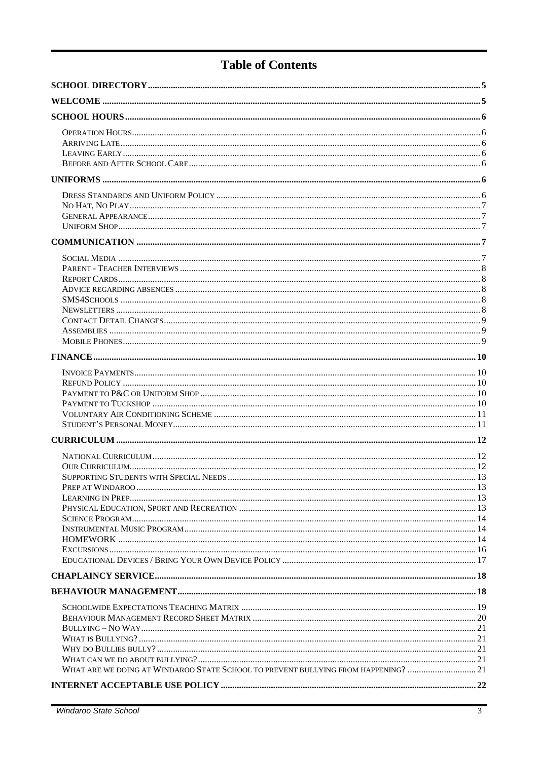# Table of Contents

**SCHOOL DIRECTORY** .......... 5

**WELCOME** .......... 5

**SCHOOL HOURS** .......... 6

- Operation Hours .......... 6
- Arriving Late .......... 6
- Leaving Early .......... 6
- Before and After School Care .......... 6

**UNIFORMS** .......... 6

- Dress Standards and Uniform Policy .......... 6
- No Hat, No Play .......... 7
- General Appearance .......... 7
- Uniform Shop .......... 7

**COMMUNICATION** .......... 7

- Social Media .......... 7
- Parent - Teacher Interviews .......... 8
- Report Cards .......... 8
- Advice regarding absences .......... 8
- SMS4Schools .......... 8
- Newsletters .......... 8
- Contact Detail Changes .......... 9
- Assemblies .......... 9
- Mobile Phones .......... 9

**FINANCE** .......... 10

- Invoice Payments .......... 10
- Refund Policy .......... 10
- Payment to P&C or Uniform Shop .......... 10
- Payment to Tuckshop .......... 10
- Voluntary Air Conditioning Scheme .......... 11
- Student's Personal Money .......... 11

**CURRICULUM** .......... 12

- National Curriculum .......... 12
- Our Curriculum .......... 12
- Supporting Students with Special Needs .......... 13
- Prep at Windaroo .......... 13
- Learning in Prep .......... 13
- Physical Education, Sport and Recreation .......... 13
- Science Program .......... 14
- Instrumental Music Program .......... 14
- HOMEWORK .......... 14
- Excursions .......... 16
- Educational Devices / Bring Your Own Device Policy .......... 17

**CHAPLAINCY SERVICE** .......... 18

**BEHAVIOUR MANAGEMENT** .......... 18

- Schoolwide Expectations Teaching Matrix .......... 19
- Behaviour Management Record Sheet Matrix .......... 20
- Bullying – No Way .......... 21
- What is Bullying? .......... 21
- Why do Bullies bully? .......... 21
- What can we do about bullying? .......... 21
- What are we doing at Windaroo State School to prevent bullying from happening? .......... 21

**INTERNET ACCEPTABLE USE POLICY** .......... 22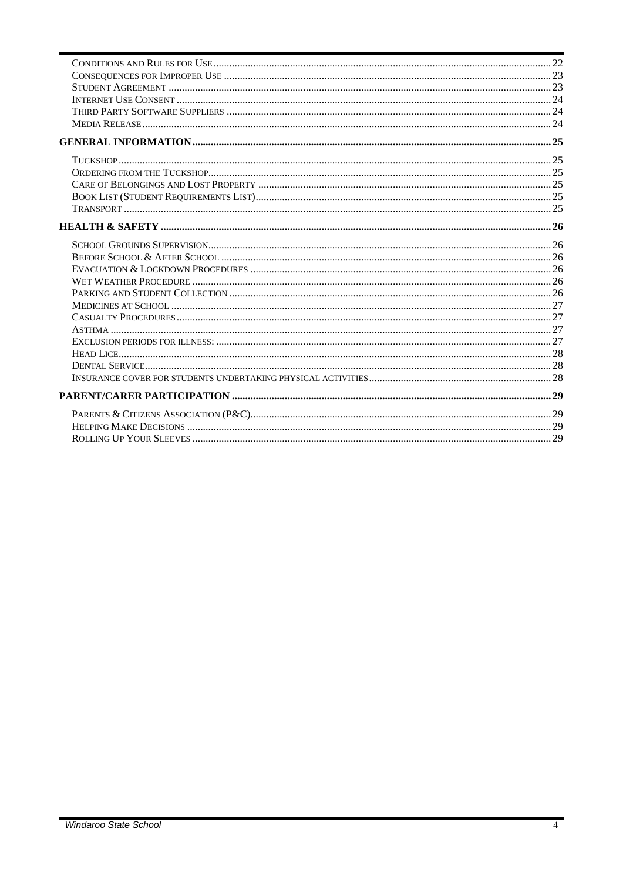- Conditions and Rules for Use ........ 22
- Consequences for Improper Use ........ 23
- Student Agreement ........ 23
- Internet Use Consent ........ 24
- Third Party Software Suppliers ........ 24
- Media Release ........ 24

**GENERAL INFORMATION ........ 25**

- Tuckshop ........ 25
- Ordering from the Tuckshop ........ 25
- Care of Belongings and Lost Property ........ 25
- Book List (Student Requirements List) ........ 25
- Transport ........ 25

**HEALTH & SAFETY ........ 26**

- School Grounds Supervision ........ 26
- Before School & After School ........ 26
- Evacuation & Lockdown Procedures ........ 26
- Wet Weather Procedure ........ 26
- Parking and Student Collection ........ 26
- Medicines at School ........ 27
- Casualty Procedures ........ 27
- Asthma ........ 27
- Exclusion periods for illness: ........ 27
- Head Lice ........ 28
- Dental Service ........ 28
- Insurance cover for students undertaking physical activities ........ 28

**PARENT/CARER PARTICIPATION ........ 29**

- Parents & Citizens Association (P&C) ........ 29
- Helping Make Decisions ........ 29
- Rolling Up Your Sleeves ........ 29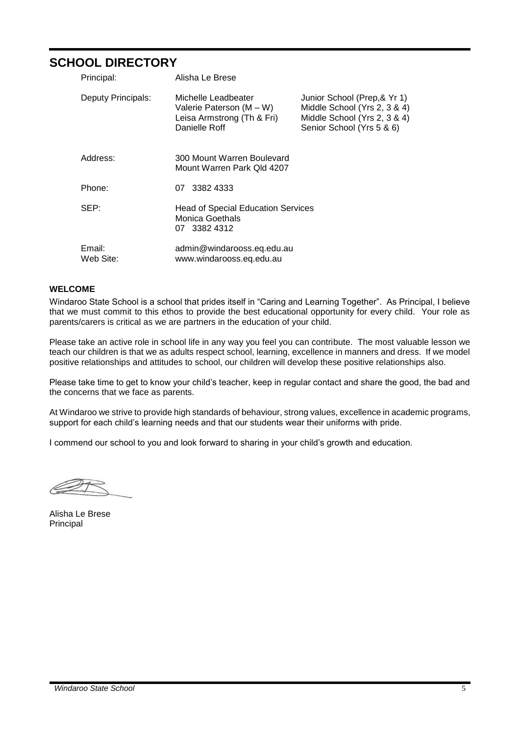## SCHOOL DIRECTORY

| | | |
|---|---|---|
| Principal: | Alisha Le Brese | |
| Deputy Principals: | Michelle Leadbeater | Junior School (Prep,& Yr 1) |
| | Valerie Paterson (M – W) | Middle School (Yrs 2, 3 & 4) |
| | Leisa Armstrong (Th & Fri) | Middle School (Yrs 2, 3 & 4) |
| | Danielle Roff | Senior School (Yrs 5 & 6) |
| Address: | 300 Mount Warren Boulevard<br>Mount Warren Park Qld 4207 | |
| Phone: | 07 3382 4333 | |
| SEP: | Head of Special Education Services<br>Monica Goethals<br>07 3382 4312 | |
| Email: | admin@windarooss.eq.edu.au | |
| Web Site: | www.windarooss.eq.edu.au | |

### WELCOME

Windaroo State School is a school that prides itself in "Caring and Learning Together". As Principal, I believe that we must commit to this ethos to provide the best educational opportunity for every child. Your role as parents/carers is critical as we are partners in the education of your child.

Please take an active role in school life in any way you feel you can contribute. The most valuable lesson we teach our children is that we as adults respect school, learning, excellence in manners and dress. If we model positive relationships and attitudes to school, our children will develop these positive relationships also.

Please take time to get to know your child's teacher, keep in regular contact and share the good, the bad and the concerns that we face as parents.

At Windaroo we strive to provide high standards of behaviour, strong values, excellence in academic programs, support for each child's learning needs and that our students wear their uniforms with pride.

I commend our school to you and look forward to sharing in your child's growth and education.

Alisha Le Brese
Principal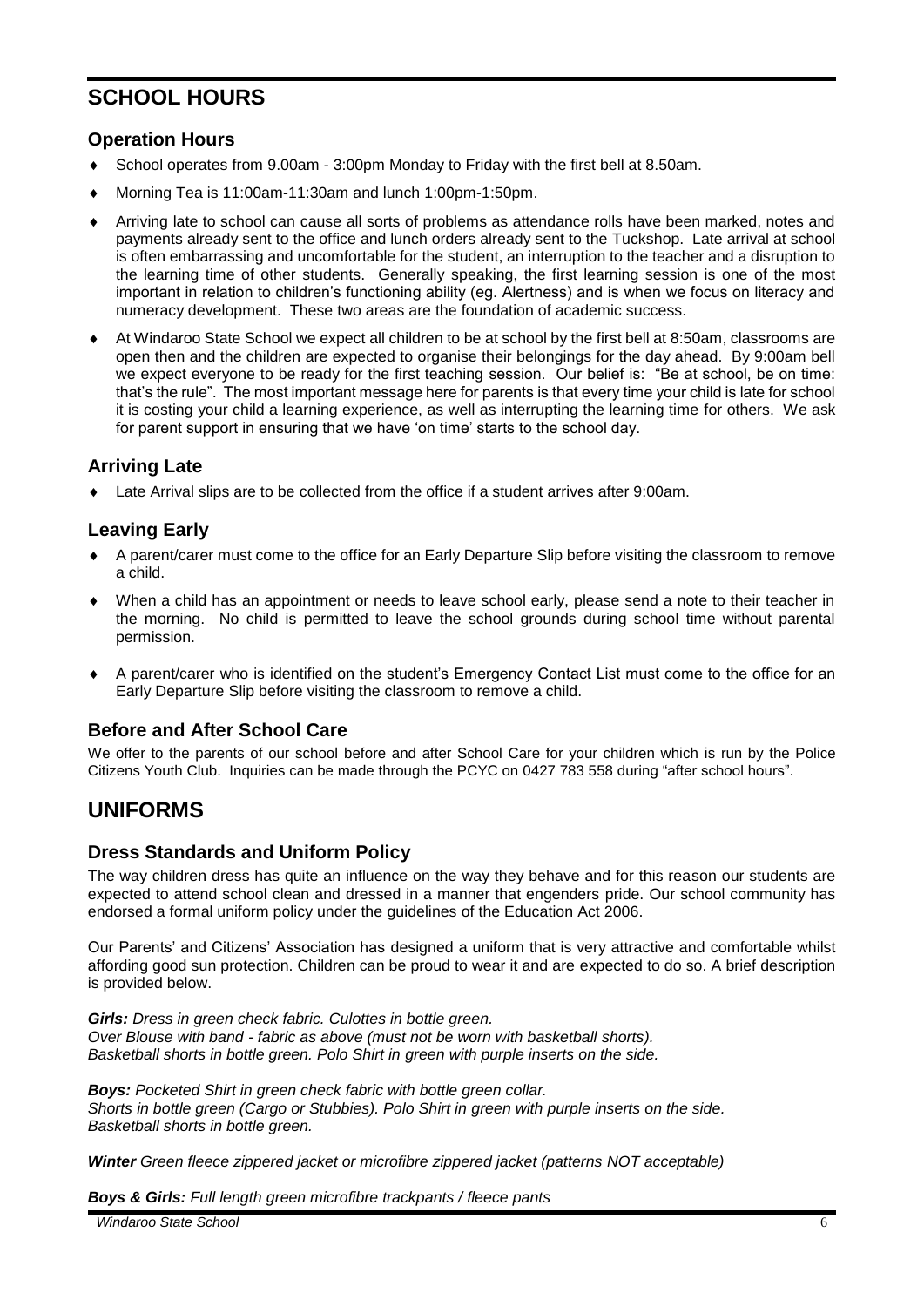# SCHOOL HOURS

## Operation Hours

- School operates from 9.00am - 3:00pm Monday to Friday with the first bell at 8.50am.
- Morning Tea is 11:00am-11:30am and lunch 1:00pm-1:50pm.
- Arriving late to school can cause all sorts of problems as attendance rolls have been marked, notes and payments already sent to the office and lunch orders already sent to the Tuckshop. Late arrival at school is often embarrassing and uncomfortable for the student, an interruption to the teacher and a disruption to the learning time of other students. Generally speaking, the first learning session is one of the most important in relation to children's functioning ability (eg. Alertness) and is when we focus on literacy and numeracy development. These two areas are the foundation of academic success.
- At Windaroo State School we expect all children to be at school by the first bell at 8:50am, classrooms are open then and the children are expected to organise their belongings for the day ahead. By 9:00am bell we expect everyone to be ready for the first teaching session. Our belief is: "Be at school, be on time: that's the rule". The most important message here for parents is that every time your child is late for school it is costing your child a learning experience, as well as interrupting the learning time for others. We ask for parent support in ensuring that we have 'on time' starts to the school day.

## Arriving Late

- Late Arrival slips are to be collected from the office if a student arrives after 9:00am.

## Leaving Early

- A parent/carer must come to the office for an Early Departure Slip before visiting the classroom to remove a child.
- When a child has an appointment or needs to leave school early, please send a note to their teacher in the morning. No child is permitted to leave the school grounds during school time without parental permission.
- A parent/carer who is identified on the student's Emergency Contact List must come to the office for an Early Departure Slip before visiting the classroom to remove a child.

## Before and After School Care

We offer to the parents of our school before and after School Care for your children which is run by the Police Citizens Youth Club. Inquiries can be made through the PCYC on 0427 783 558 during "after school hours".

# UNIFORMS

## Dress Standards and Uniform Policy

The way children dress has quite an influence on the way they behave and for this reason our students are expected to attend school clean and dressed in a manner that engenders pride. Our school community has endorsed a formal uniform policy under the guidelines of the Education Act 2006.

Our Parents' and Citizens' Association has designed a uniform that is very attractive and comfortable whilst affording good sun protection. Children can be proud to wear it and are expected to do so. A brief description is provided below.

***Girls:*** *Dress in green check fabric. Culottes in bottle green.*
*Over Blouse with band - fabric as above (must not be worn with basketball shorts).*
*Basketball shorts in bottle green. Polo Shirt in green with purple inserts on the side.*

***Boys:*** *Pocketed Shirt in green check fabric with bottle green collar.*
*Shorts in bottle green (Cargo or Stubbies). Polo Shirt in green with purple inserts on the side.*
*Basketball shorts in bottle green.*

***Winter*** *Green fleece zippered jacket or microfibre zippered jacket (patterns NOT acceptable)*

***Boys & Girls:*** *Full length green microfibre trackpants / fleece pants*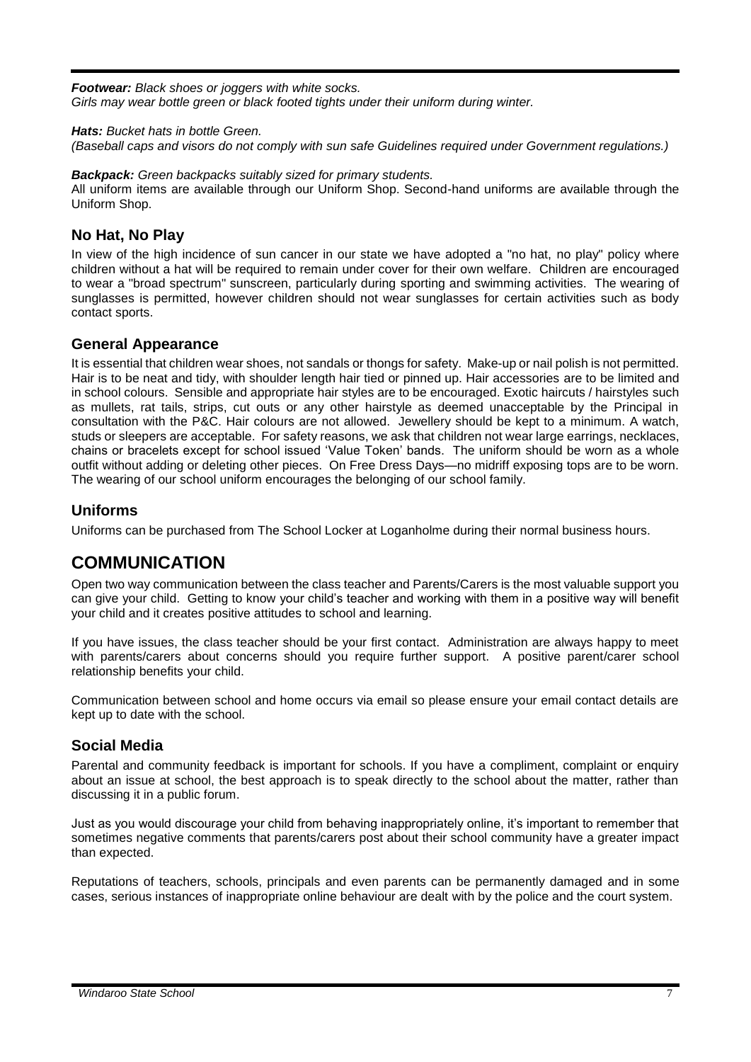***Footwear:*** *Black shoes or joggers with white socks.*
*Girls may wear bottle green or black footed tights under their uniform during winter.*

***Hats:*** *Bucket hats in bottle Green.*
*(Baseball caps and visors do not comply with sun safe Guidelines required under Government regulations.)*

***Backpack:*** *Green backpacks suitably sized for primary students.*
All uniform items are available through our Uniform Shop. Second-hand uniforms are available through the Uniform Shop.

## No Hat, No Play

In view of the high incidence of sun cancer in our state we have adopted a "no hat, no play" policy where children without a hat will be required to remain under cover for their own welfare. Children are encouraged to wear a "broad spectrum" sunscreen, particularly during sporting and swimming activities. The wearing of sunglasses is permitted, however children should not wear sunglasses for certain activities such as body contact sports.

## General Appearance

It is essential that children wear shoes, not sandals or thongs for safety. Make-up or nail polish is not permitted. Hair is to be neat and tidy, with shoulder length hair tied or pinned up. Hair accessories are to be limited and in school colours. Sensible and appropriate hair styles are to be encouraged. Exotic haircuts / hairstyles such as mullets, rat tails, strips, cut outs or any other hairstyle as deemed unacceptable by the Principal in consultation with the P&C. Hair colours are not allowed. Jewellery should be kept to a minimum. A watch, studs or sleepers are acceptable. For safety reasons, we ask that children not wear large earrings, necklaces, chains or bracelets except for school issued 'Value Token' bands. The uniform should be worn as a whole outfit without adding or deleting other pieces. On Free Dress Days—no midriff exposing tops are to be worn. The wearing of our school uniform encourages the belonging of our school family.

## Uniforms

Uniforms can be purchased from The School Locker at Loganholme during their normal business hours.

# COMMUNICATION

Open two way communication between the class teacher and Parents/Carers is the most valuable support you can give your child. Getting to know your child's teacher and working with them in a positive way will benefit your child and it creates positive attitudes to school and learning.

If you have issues, the class teacher should be your first contact. Administration are always happy to meet with parents/carers about concerns should you require further support. A positive parent/carer school relationship benefits your child.

Communication between school and home occurs via email so please ensure your email contact details are kept up to date with the school.

## Social Media

Parental and community feedback is important for schools. If you have a compliment, complaint or enquiry about an issue at school, the best approach is to speak directly to the school about the matter, rather than discussing it in a public forum.

Just as you would discourage your child from behaving inappropriately online, it's important to remember that sometimes negative comments that parents/carers post about their school community have a greater impact than expected.

Reputations of teachers, schools, principals and even parents can be permanently damaged and in some cases, serious instances of inappropriate online behaviour are dealt with by the police and the court system.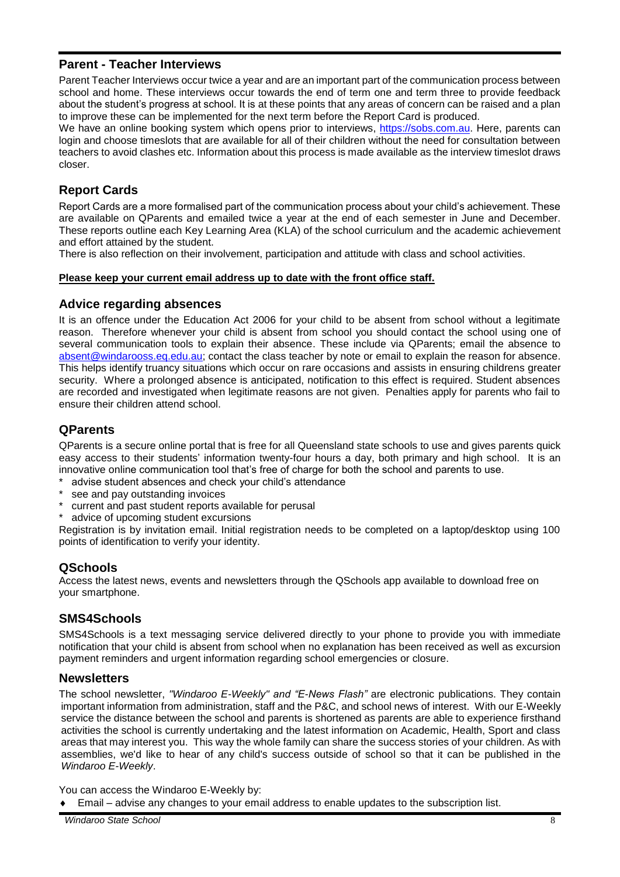## Parent - Teacher Interviews

Parent Teacher Interviews occur twice a year and are an important part of the communication process between school and home. These interviews occur towards the end of term one and term three to provide feedback about the student's progress at school. It is at these points that any areas of concern can be raised and a plan to improve these can be implemented for the next term before the Report Card is produced.

We have an online booking system which opens prior to interviews, [https://sobs.com.au](https://sobs.com.au). Here, parents can login and choose timeslots that are available for all of their children without the need for consultation between teachers to avoid clashes etc. Information about this process is made available as the interview timeslot draws closer.

## Report Cards

Report Cards are a more formalised part of the communication process about your child's achievement. These are available on QParents and emailed twice a year at the end of each semester in June and December. These reports outline each Key Learning Area (KLA) of the school curriculum and the academic achievement and effort attained by the student.

There is also reflection on their involvement, participation and attitude with class and school activities.

**Please keep your current email address up to date with the front office staff.**

## Advice regarding absences

It is an offence under the Education Act 2006 for your child to be absent from school without a legitimate reason. Therefore whenever your child is absent from school you should contact the school using one of several communication tools to explain their absence. These include via QParents; email the absence to [absent@windarooss.eq.edu.au](mailto:absent@windarooss.eq.edu.au); contact the class teacher by note or email to explain the reason for absence. This helps identify truancy situations which occur on rare occasions and assists in ensuring childrens greater security. Where a prolonged absence is anticipated, notification to this effect is required. Student absences are recorded and investigated when legitimate reasons are not given. Penalties apply for parents who fail to ensure their children attend school.

## QParents

QParents is a secure online portal that is free for all Queensland state schools to use and gives parents quick easy access to their students' information twenty-four hours a day, both primary and high school. It is an innovative online communication tool that's free of charge for both the school and parents to use.

* advise student absences and check your child's attendance
* see and pay outstanding invoices
* current and past student reports available for perusal
* advice of upcoming student excursions

Registration is by invitation email. Initial registration needs to be completed on a laptop/desktop using 100 points of identification to verify your identity.

## QSchools

Access the latest news, events and newsletters through the QSchools app available to download free on your smartphone.

## SMS4Schools

SMS4Schools is a text messaging service delivered directly to your phone to provide you with immediate notification that your child is absent from school when no explanation has been received as well as excursion payment reminders and urgent information regarding school emergencies or closure.

## Newsletters

The school newsletter, *"Windaroo E-Weekly" and "E-News Flash"* are electronic publications. They contain important information from administration, staff and the P&C, and school news of interest. With our E-Weekly service the distance between the school and parents is shortened as parents are able to experience firsthand activities the school is currently undertaking and the latest information on Academic, Health, Sport and class areas that may interest you. This way the whole family can share the success stories of your children. As with assemblies, we'd like to hear of any child's success outside of school so that it can be published in the *Windaroo E-Weekly*.

You can access the Windaroo E-Weekly by:

- Email – advise any changes to your email address to enable updates to the subscription list.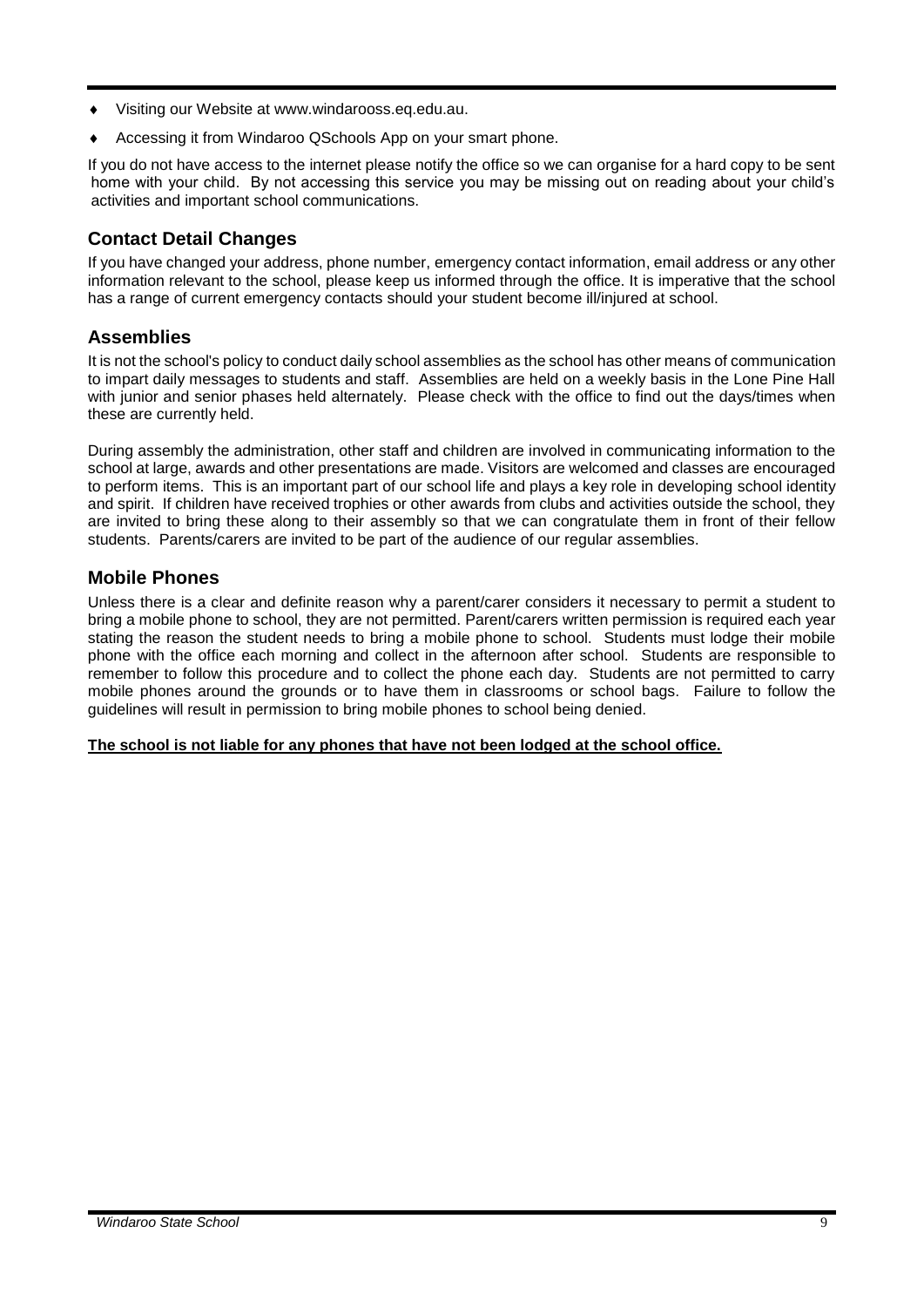- Visiting our Website at www.windarooss.eq.edu.au.
- Accessing it from Windaroo QSchools App on your smart phone.

If you do not have access to the internet please notify the office so we can organise for a hard copy to be sent home with your child. By not accessing this service you may be missing out on reading about your child's activities and important school communications.

## Contact Detail Changes

If you have changed your address, phone number, emergency contact information, email address or any other information relevant to the school, please keep us informed through the office. It is imperative that the school has a range of current emergency contacts should your student become ill/injured at school.

## Assemblies

It is not the school's policy to conduct daily school assemblies as the school has other means of communication to impart daily messages to students and staff. Assemblies are held on a weekly basis in the Lone Pine Hall with junior and senior phases held alternately. Please check with the office to find out the days/times when these are currently held.

During assembly the administration, other staff and children are involved in communicating information to the school at large, awards and other presentations are made. Visitors are welcomed and classes are encouraged to perform items. This is an important part of our school life and plays a key role in developing school identity and spirit. If children have received trophies or other awards from clubs and activities outside the school, they are invited to bring these along to their assembly so that we can congratulate them in front of their fellow students. Parents/carers are invited to be part of the audience of our regular assemblies.

## Mobile Phones

Unless there is a clear and definite reason why a parent/carer considers it necessary to permit a student to bring a mobile phone to school, they are not permitted. Parent/carers written permission is required each year stating the reason the student needs to bring a mobile phone to school. Students must lodge their mobile phone with the office each morning and collect in the afternoon after school. Students are responsible to remember to follow this procedure and to collect the phone each day. Students are not permitted to carry mobile phones around the grounds or to have them in classrooms or school bags. Failure to follow the guidelines will result in permission to bring mobile phones to school being denied.

**The school is not liable for any phones that have not been lodged at the school office.**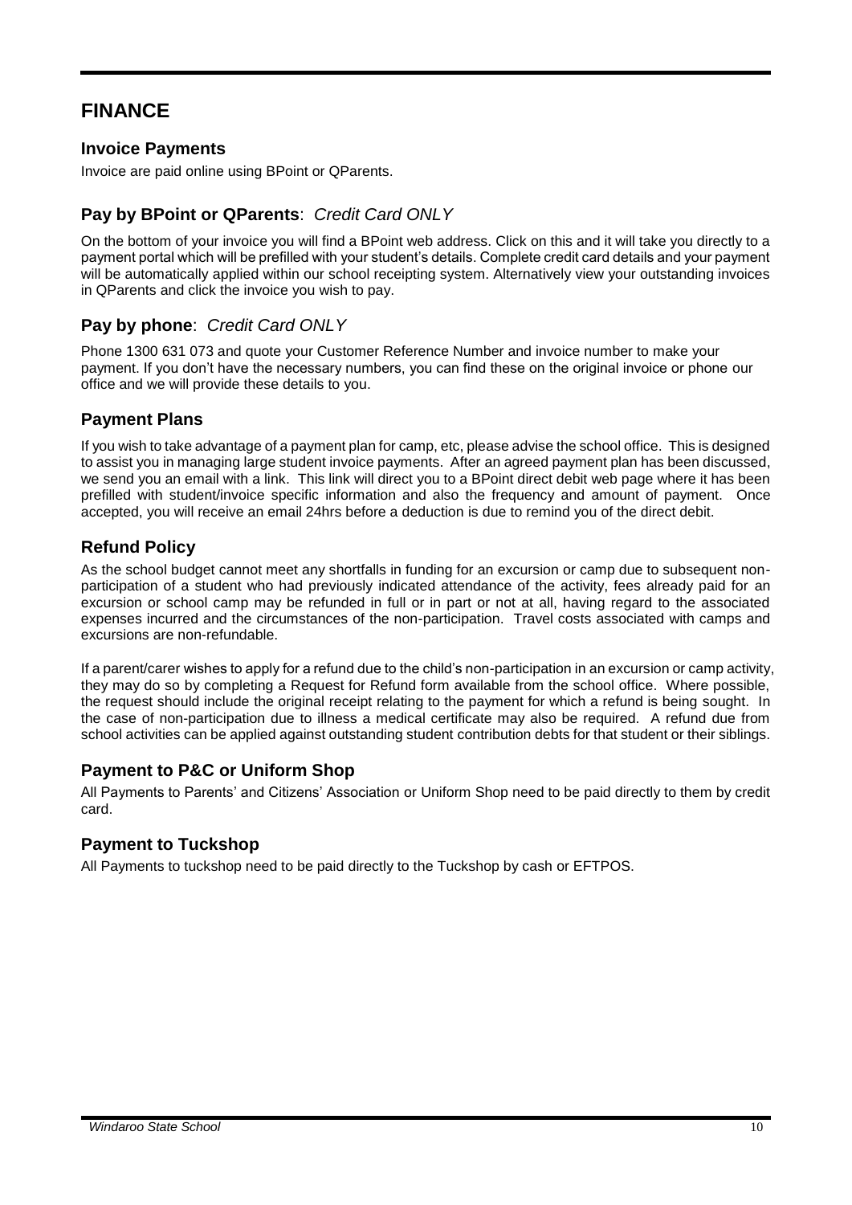# FINANCE

## Invoice Payments

Invoice are paid online using BPoint or QParents.

## Pay by BPoint or QParents: *Credit Card ONLY*

On the bottom of your invoice you will find a BPoint web address. Click on this and it will take you directly to a payment portal which will be prefilled with your student's details. Complete credit card details and your payment will be automatically applied within our school receipting system. Alternatively view your outstanding invoices in QParents and click the invoice you wish to pay.

## Pay by phone: *Credit Card ONLY*

Phone 1300 631 073 and quote your Customer Reference Number and invoice number to make your payment. If you don't have the necessary numbers, you can find these on the original invoice or phone our office and we will provide these details to you.

## Payment Plans

If you wish to take advantage of a payment plan for camp, etc, please advise the school office. This is designed to assist you in managing large student invoice payments. After an agreed payment plan has been discussed, we send you an email with a link. This link will direct you to a BPoint direct debit web page where it has been prefilled with student/invoice specific information and also the frequency and amount of payment. Once accepted, you will receive an email 24hrs before a deduction is due to remind you of the direct debit.

## Refund Policy

As the school budget cannot meet any shortfalls in funding for an excursion or camp due to subsequent non-participation of a student who had previously indicated attendance of the activity, fees already paid for an excursion or school camp may be refunded in full or in part or not at all, having regard to the associated expenses incurred and the circumstances of the non-participation. Travel costs associated with camps and excursions are non-refundable.

If a parent/carer wishes to apply for a refund due to the child's non-participation in an excursion or camp activity, they may do so by completing a Request for Refund form available from the school office. Where possible, the request should include the original receipt relating to the payment for which a refund is being sought. In the case of non-participation due to illness a medical certificate may also be required. A refund due from school activities can be applied against outstanding student contribution debts for that student or their siblings.

## Payment to P&C or Uniform Shop

All Payments to Parents' and Citizens' Association or Uniform Shop need to be paid directly to them by credit card.

## Payment to Tuckshop

All Payments to tuckshop need to be paid directly to the Tuckshop by cash or EFTPOS.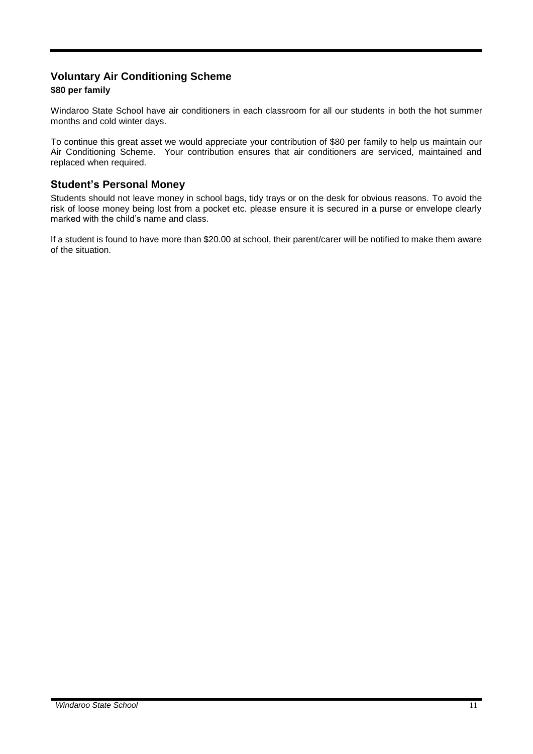## Voluntary Air Conditioning Scheme

**$80 per family**

Windaroo State School have air conditioners in each classroom for all our students in both the hot summer months and cold winter days.

To continue this great asset we would appreciate your contribution of $80 per family to help us maintain our Air Conditioning Scheme. Your contribution ensures that air conditioners are serviced, maintained and replaced when required.

## Student's Personal Money

Students should not leave money in school bags, tidy trays or on the desk for obvious reasons. To avoid the risk of loose money being lost from a pocket etc. please ensure it is secured in a purse or envelope clearly marked with the child's name and class.

If a student is found to have more than $20.00 at school, their parent/carer will be notified to make them aware of the situation.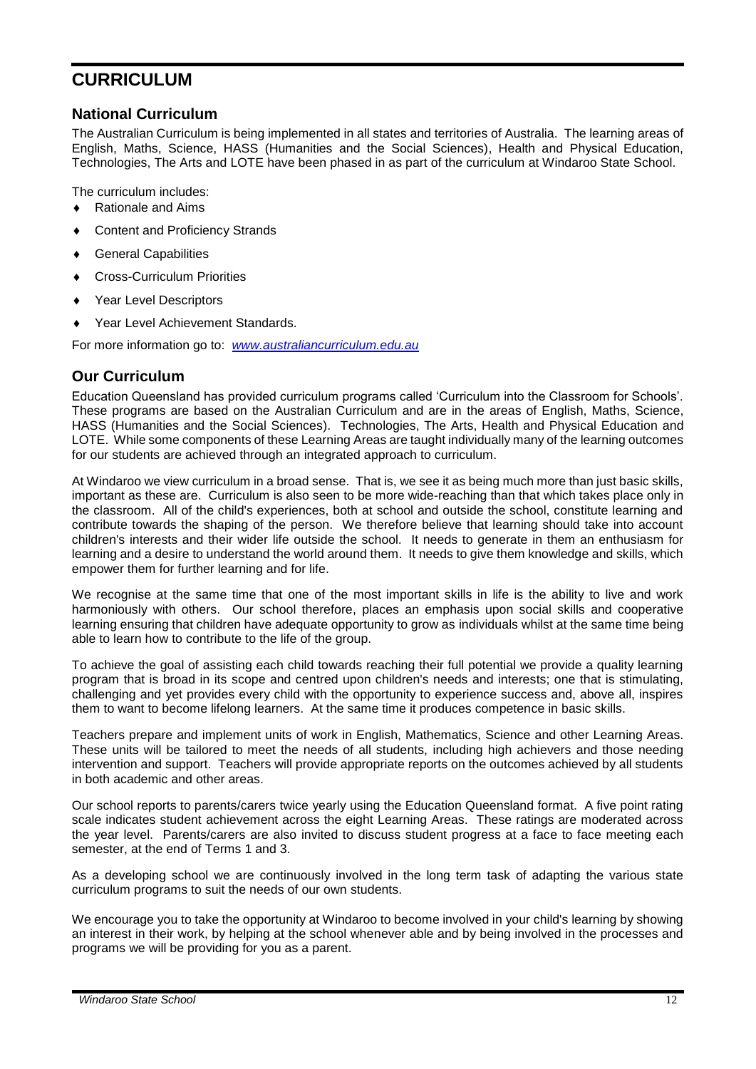# CURRICULUM

## National Curriculum

The Australian Curriculum is being implemented in all states and territories of Australia. The learning areas of English, Maths, Science, HASS (Humanities and the Social Sciences), Health and Physical Education, Technologies, The Arts and LOTE have been phased in as part of the curriculum at Windaroo State School.

The curriculum includes:

- Rationale and Aims
- Content and Proficiency Strands
- General Capabilities
- Cross-Curriculum Priorities
- Year Level Descriptors
- Year Level Achievement Standards.

For more information go to: *www.australiancurriculum.edu.au*

## Our Curriculum

Education Queensland has provided curriculum programs called 'Curriculum into the Classroom for Schools'. These programs are based on the Australian Curriculum and are in the areas of English, Maths, Science, HASS (Humanities and the Social Sciences). Technologies, The Arts, Health and Physical Education and LOTE. While some components of these Learning Areas are taught individually many of the learning outcomes for our students are achieved through an integrated approach to curriculum.

At Windaroo we view curriculum in a broad sense. That is, we see it as being much more than just basic skills, important as these are. Curriculum is also seen to be more wide-reaching than that which takes place only in the classroom. All of the child's experiences, both at school and outside the school, constitute learning and contribute towards the shaping of the person. We therefore believe that learning should take into account children's interests and their wider life outside the school. It needs to generate in them an enthusiasm for learning and a desire to understand the world around them. It needs to give them knowledge and skills, which empower them for further learning and for life.

We recognise at the same time that one of the most important skills in life is the ability to live and work harmoniously with others. Our school therefore, places an emphasis upon social skills and cooperative learning ensuring that children have adequate opportunity to grow as individuals whilst at the same time being able to learn how to contribute to the life of the group.

To achieve the goal of assisting each child towards reaching their full potential we provide a quality learning program that is broad in its scope and centred upon children's needs and interests; one that is stimulating, challenging and yet provides every child with the opportunity to experience success and, above all, inspires them to want to become lifelong learners. At the same time it produces competence in basic skills.

Teachers prepare and implement units of work in English, Mathematics, Science and other Learning Areas. These units will be tailored to meet the needs of all students, including high achievers and those needing intervention and support. Teachers will provide appropriate reports on the outcomes achieved by all students in both academic and other areas.

Our school reports to parents/carers twice yearly using the Education Queensland format. A five point rating scale indicates student achievement across the eight Learning Areas. These ratings are moderated across the year level. Parents/carers are also invited to discuss student progress at a face to face meeting each semester, at the end of Terms 1 and 3.

As a developing school we are continuously involved in the long term task of adapting the various state curriculum programs to suit the needs of our own students.

We encourage you to take the opportunity at Windaroo to become involved in your child's learning by showing an interest in their work, by helping at the school whenever able and by being involved in the processes and programs we will be providing for you as a parent.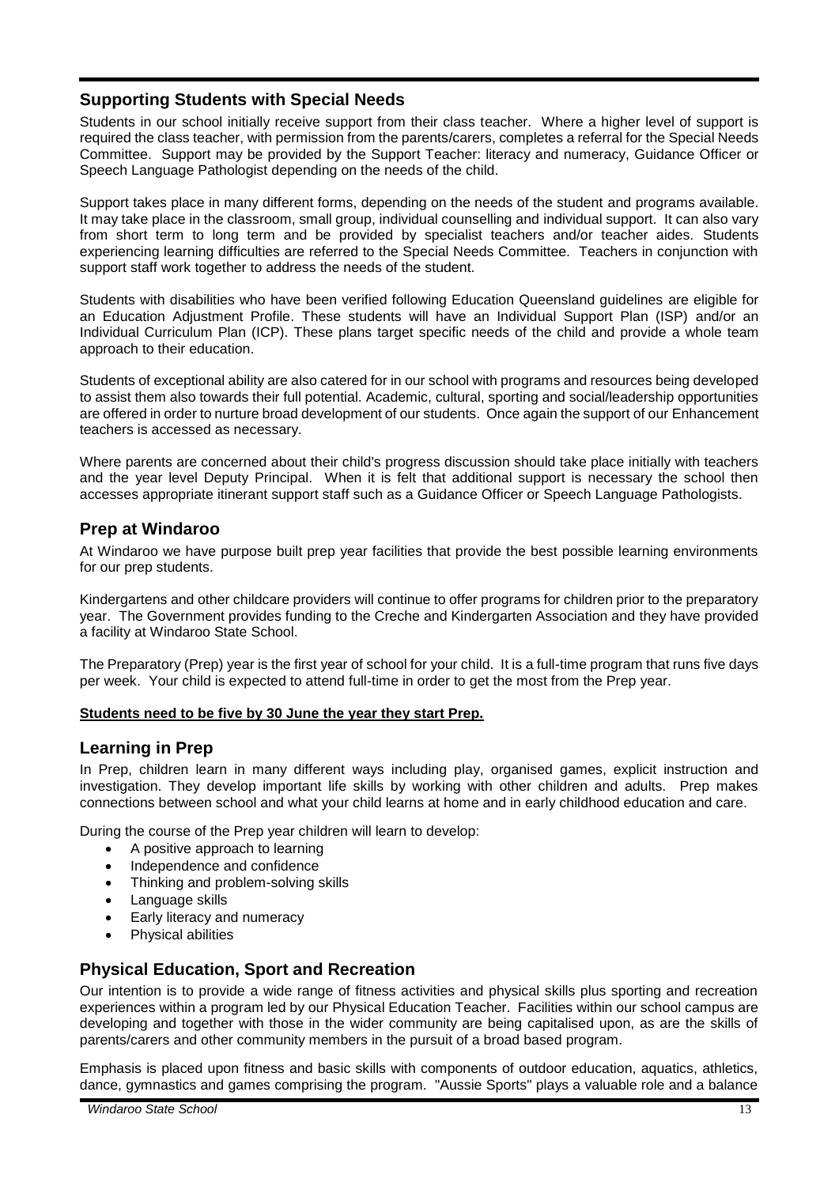## Supporting Students with Special Needs

Students in our school initially receive support from their class teacher. Where a higher level of support is required the class teacher, with permission from the parents/carers, completes a referral for the Special Needs Committee. Support may be provided by the Support Teacher: literacy and numeracy, Guidance Officer or Speech Language Pathologist depending on the needs of the child.

Support takes place in many different forms, depending on the needs of the student and programs available. It may take place in the classroom, small group, individual counselling and individual support. It can also vary from short term to long term and be provided by specialist teachers and/or teacher aides. Students experiencing learning difficulties are referred to the Special Needs Committee. Teachers in conjunction with support staff work together to address the needs of the student.

Students with disabilities who have been verified following Education Queensland guidelines are eligible for an Education Adjustment Profile. These students will have an Individual Support Plan (ISP) and/or an Individual Curriculum Plan (ICP). These plans target specific needs of the child and provide a whole team approach to their education.

Students of exceptional ability are also catered for in our school with programs and resources being developed to assist them also towards their full potential. Academic, cultural, sporting and social/leadership opportunities are offered in order to nurture broad development of our students. Once again the support of our Enhancement teachers is accessed as necessary.

Where parents are concerned about their child's progress discussion should take place initially with teachers and the year level Deputy Principal. When it is felt that additional support is necessary the school then accesses appropriate itinerant support staff such as a Guidance Officer or Speech Language Pathologists.

## Prep at Windaroo

At Windaroo we have purpose built prep year facilities that provide the best possible learning environments for our prep students.

Kindergartens and other childcare providers will continue to offer programs for children prior to the preparatory year. The Government provides funding to the Creche and Kindergarten Association and they have provided a facility at Windaroo State School.

The Preparatory (Prep) year is the first year of school for your child. It is a full-time program that runs five days per week. Your child is expected to attend full-time in order to get the most from the Prep year.

**Students need to be five by 30 June the year they start Prep.**

## Learning in Prep

In Prep, children learn in many different ways including play, organised games, explicit instruction and investigation. They develop important life skills by working with other children and adults. Prep makes connections between school and what your child learns at home and in early childhood education and care.

During the course of the Prep year children will learn to develop:

- A positive approach to learning
- Independence and confidence
- Thinking and problem-solving skills
- Language skills
- Early literacy and numeracy
- Physical abilities

## Physical Education, Sport and Recreation

Our intention is to provide a wide range of fitness activities and physical skills plus sporting and recreation experiences within a program led by our Physical Education Teacher. Facilities within our school campus are developing and together with those in the wider community are being capitalised upon, as are the skills of parents/carers and other community members in the pursuit of a broad based program.

Emphasis is placed upon fitness and basic skills with components of outdoor education, aquatics, athletics, dance, gymnastics and games comprising the program. "Aussie Sports" plays a valuable role and a balance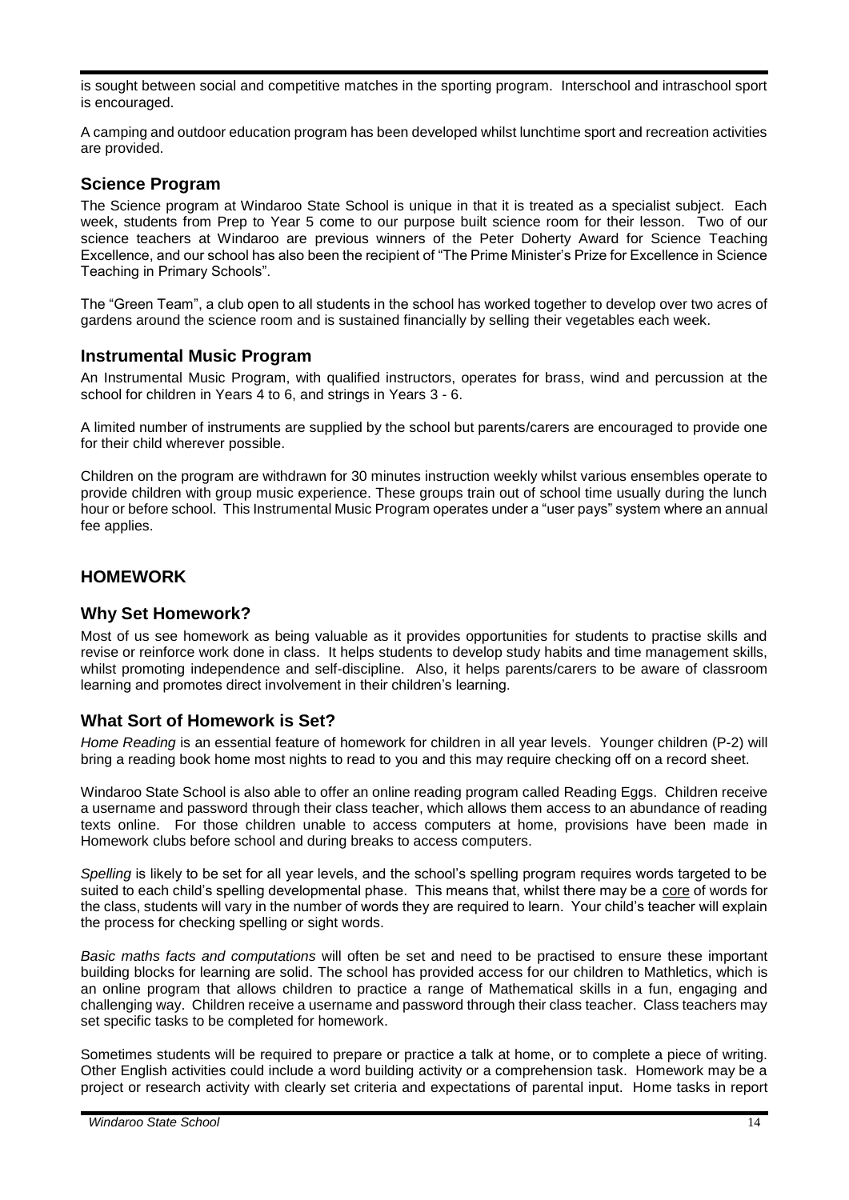is sought between social and competitive matches in the sporting program. Interschool and intraschool sport is encouraged.

A camping and outdoor education program has been developed whilst lunchtime sport and recreation activities are provided.

### Science Program

The Science program at Windaroo State School is unique in that it is treated as a specialist subject. Each week, students from Prep to Year 5 come to our purpose built science room for their lesson. Two of our science teachers at Windaroo are previous winners of the Peter Doherty Award for Science Teaching Excellence, and our school has also been the recipient of "The Prime Minister's Prize for Excellence in Science Teaching in Primary Schools".

The "Green Team", a club open to all students in the school has worked together to develop over two acres of gardens around the science room and is sustained financially by selling their vegetables each week.

### Instrumental Music Program

An Instrumental Music Program, with qualified instructors, operates for brass, wind and percussion at the school for children in Years 4 to 6, and strings in Years 3 - 6.

A limited number of instruments are supplied by the school but parents/carers are encouraged to provide one for their child wherever possible.

Children on the program are withdrawn for 30 minutes instruction weekly whilst various ensembles operate to provide children with group music experience. These groups train out of school time usually during the lunch hour or before school. This Instrumental Music Program operates under a "user pays" system where an annual fee applies.

## HOMEWORK

### Why Set Homework?

Most of us see homework as being valuable as it provides opportunities for students to practise skills and revise or reinforce work done in class. It helps students to develop study habits and time management skills, whilst promoting independence and self-discipline. Also, it helps parents/carers to be aware of classroom learning and promotes direct involvement in their children's learning.

### What Sort of Homework is Set?

*Home Reading* is an essential feature of homework for children in all year levels. Younger children (P-2) will bring a reading book home most nights to read to you and this may require checking off on a record sheet.

Windaroo State School is also able to offer an online reading program called Reading Eggs. Children receive a username and password through their class teacher, which allows them access to an abundance of reading texts online. For those children unable to access computers at home, provisions have been made in Homework clubs before school and during breaks to access computers.

*Spelling* is likely to be set for all year levels, and the school's spelling program requires words targeted to be suited to each child's spelling developmental phase. This means that, whilst there may be a core of words for the class, students will vary in the number of words they are required to learn. Your child's teacher will explain the process for checking spelling or sight words.

*Basic maths facts and computations* will often be set and need to be practised to ensure these important building blocks for learning are solid. The school has provided access for our children to Mathletics, which is an online program that allows children to practice a range of Mathematical skills in a fun, engaging and challenging way. Children receive a username and password through their class teacher. Class teachers may set specific tasks to be completed for homework.

Sometimes students will be required to prepare or practice a talk at home, or to complete a piece of writing. Other English activities could include a word building activity or a comprehension task. Homework may be a project or research activity with clearly set criteria and expectations of parental input. Home tasks in report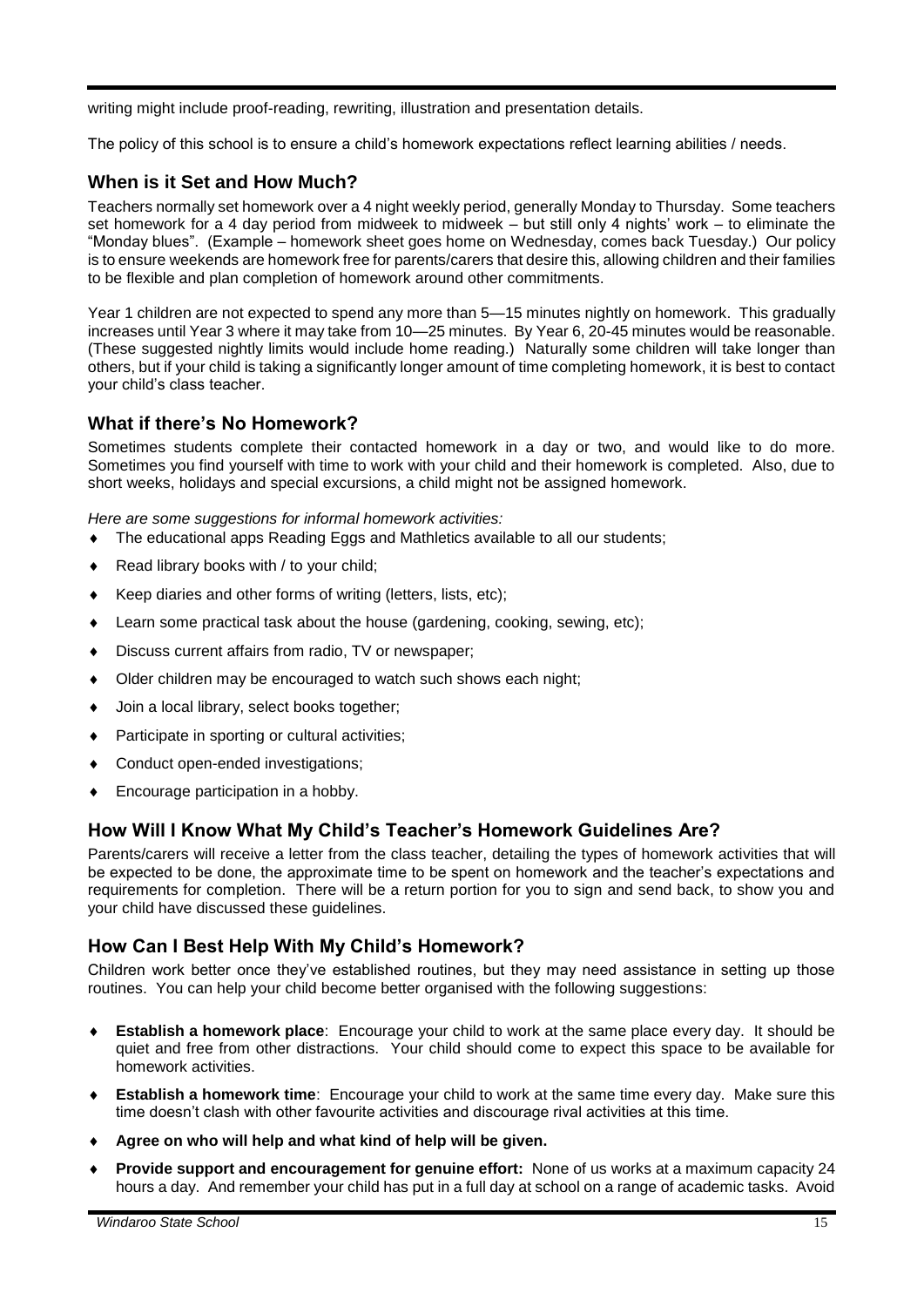writing might include proof-reading, rewriting, illustration and presentation details.

The policy of this school is to ensure a child's homework expectations reflect learning abilities / needs.

## When is it Set and How Much?

Teachers normally set homework over a 4 night weekly period, generally Monday to Thursday. Some teachers set homework for a 4 day period from midweek to midweek – but still only 4 nights' work – to eliminate the "Monday blues". (Example – homework sheet goes home on Wednesday, comes back Tuesday.) Our policy is to ensure weekends are homework free for parents/carers that desire this, allowing children and their families to be flexible and plan completion of homework around other commitments.

Year 1 children are not expected to spend any more than 5—15 minutes nightly on homework. This gradually increases until Year 3 where it may take from 10—25 minutes. By Year 6, 20-45 minutes would be reasonable. (These suggested nightly limits would include home reading.) Naturally some children will take longer than others, but if your child is taking a significantly longer amount of time completing homework, it is best to contact your child's class teacher.

## What if there's No Homework?

Sometimes students complete their contacted homework in a day or two, and would like to do more. Sometimes you find yourself with time to work with your child and their homework is completed. Also, due to short weeks, holidays and special excursions, a child might not be assigned homework.

*Here are some suggestions for informal homework activities:*

- The educational apps Reading Eggs and Mathletics available to all our students;
- Read library books with / to your child;
- Keep diaries and other forms of writing (letters, lists, etc);
- Learn some practical task about the house (gardening, cooking, sewing, etc);
- Discuss current affairs from radio, TV or newspaper;
- Older children may be encouraged to watch such shows each night;
- Join a local library, select books together;
- Participate in sporting or cultural activities;
- Conduct open-ended investigations;
- Encourage participation in a hobby.

## How Will I Know What My Child's Teacher's Homework Guidelines Are?

Parents/carers will receive a letter from the class teacher, detailing the types of homework activities that will be expected to be done, the approximate time to be spent on homework and the teacher's expectations and requirements for completion. There will be a return portion for you to sign and send back, to show you and your child have discussed these guidelines.

## How Can I Best Help With My Child's Homework?

Children work better once they've established routines, but they may need assistance in setting up those routines. You can help your child become better organised with the following suggestions:

- **Establish a homework place**: Encourage your child to work at the same place every day. It should be quiet and free from other distractions. Your child should come to expect this space to be available for homework activities.
- **Establish a homework time**: Encourage your child to work at the same time every day. Make sure this time doesn't clash with other favourite activities and discourage rival activities at this time.
- **Agree on who will help and what kind of help will be given.**
- **Provide support and encouragement for genuine effort:** None of us works at a maximum capacity 24 hours a day. And remember your child has put in a full day at school on a range of academic tasks. Avoid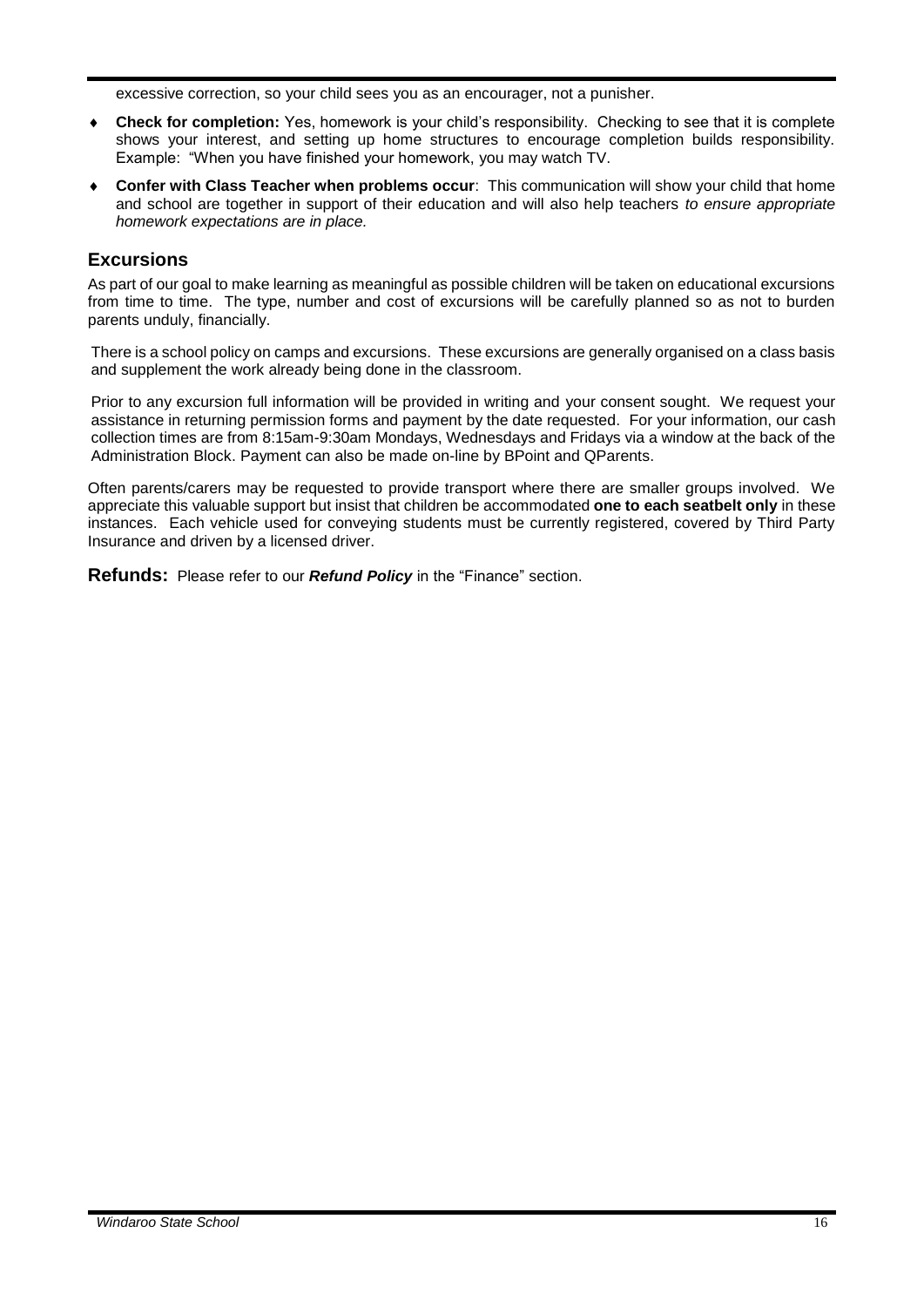excessive correction, so your child sees you as an encourager, not a punisher.

- **Check for completion:** Yes, homework is your child's responsibility. Checking to see that it is complete shows your interest, and setting up home structures to encourage completion builds responsibility. Example: "When you have finished your homework, you may watch TV.
- **Confer with Class Teacher when problems occur**: This communication will show your child that home and school are together in support of their education and will also help teachers *to ensure appropriate homework expectations are in place.*

## Excursions

As part of our goal to make learning as meaningful as possible children will be taken on educational excursions from time to time. The type, number and cost of excursions will be carefully planned so as not to burden parents unduly, financially.

There is a school policy on camps and excursions. These excursions are generally organised on a class basis and supplement the work already being done in the classroom.

Prior to any excursion full information will be provided in writing and your consent sought. We request your assistance in returning permission forms and payment by the date requested. For your information, our cash collection times are from 8:15am-9:30am Mondays, Wednesdays and Fridays via a window at the back of the Administration Block. Payment can also be made on-line by BPoint and QParents.

Often parents/carers may be requested to provide transport where there are smaller groups involved. We appreciate this valuable support but insist that children be accommodated **one to each seatbelt only** in these instances. Each vehicle used for conveying students must be currently registered, covered by Third Party Insurance and driven by a licensed driver.

**Refunds:** Please refer to our ***Refund Policy*** in the "Finance" section.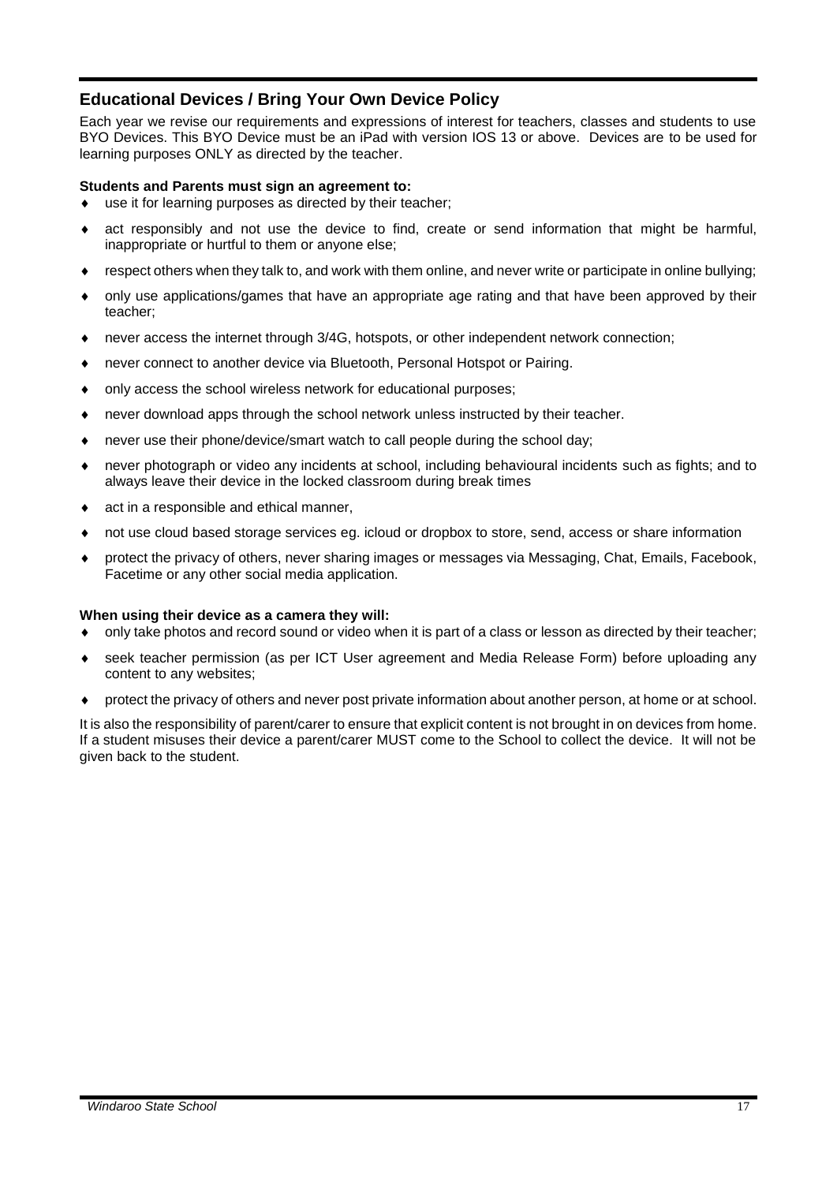## Educational Devices / Bring Your Own Device Policy

Each year we revise our requirements and expressions of interest for teachers, classes and students to use BYO Devices. This BYO Device must be an iPad with version IOS 13 or above. Devices are to be used for learning purposes ONLY as directed by the teacher.

**Students and Parents must sign an agreement to:**

- use it for learning purposes as directed by their teacher;
- act responsibly and not use the device to find, create or send information that might be harmful, inappropriate or hurtful to them or anyone else;
- respect others when they talk to, and work with them online, and never write or participate in online bullying;
- only use applications/games that have an appropriate age rating and that have been approved by their teacher;
- never access the internet through 3/4G, hotspots, or other independent network connection;
- never connect to another device via Bluetooth, Personal Hotspot or Pairing.
- only access the school wireless network for educational purposes;
- never download apps through the school network unless instructed by their teacher.
- never use their phone/device/smart watch to call people during the school day;
- never photograph or video any incidents at school, including behavioural incidents such as fights; and to always leave their device in the locked classroom during break times
- act in a responsible and ethical manner,
- not use cloud based storage services eg. icloud or dropbox to store, send, access or share information
- protect the privacy of others, never sharing images or messages via Messaging, Chat, Emails, Facebook, Facetime or any other social media application.

**When using their device as a camera they will:**

- only take photos and record sound or video when it is part of a class or lesson as directed by their teacher;
- seek teacher permission (as per ICT User agreement and Media Release Form) before uploading any content to any websites;
- protect the privacy of others and never post private information about another person, at home or at school.

It is also the responsibility of parent/carer to ensure that explicit content is not brought in on devices from home. If a student misuses their device a parent/carer MUST come to the School to collect the device. It will not be given back to the student.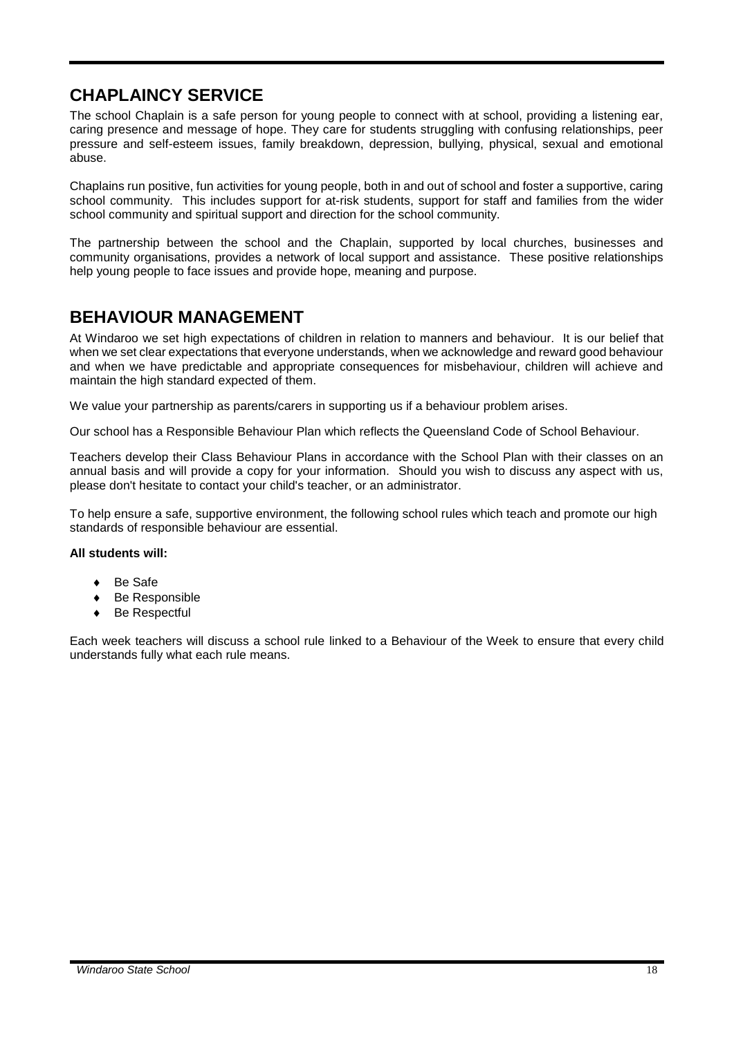## CHAPLAINCY SERVICE

The school Chaplain is a safe person for young people to connect with at school, providing a listening ear, caring presence and message of hope. They care for students struggling with confusing relationships, peer pressure and self-esteem issues, family breakdown, depression, bullying, physical, sexual and emotional abuse.

Chaplains run positive, fun activities for young people, both in and out of school and foster a supportive, caring school community. This includes support for at-risk students, support for staff and families from the wider school community and spiritual support and direction for the school community.

The partnership between the school and the Chaplain, supported by local churches, businesses and community organisations, provides a network of local support and assistance. These positive relationships help young people to face issues and provide hope, meaning and purpose.

## BEHAVIOUR MANAGEMENT

At Windaroo we set high expectations of children in relation to manners and behaviour. It is our belief that when we set clear expectations that everyone understands, when we acknowledge and reward good behaviour and when we have predictable and appropriate consequences for misbehaviour, children will achieve and maintain the high standard expected of them.

We value your partnership as parents/carers in supporting us if a behaviour problem arises.

Our school has a Responsible Behaviour Plan which reflects the Queensland Code of School Behaviour.

Teachers develop their Class Behaviour Plans in accordance with the School Plan with their classes on an annual basis and will provide a copy for your information. Should you wish to discuss any aspect with us, please don't hesitate to contact your child's teacher, or an administrator.

To help ensure a safe, supportive environment, the following school rules which teach and promote our high standards of responsible behaviour are essential.

**All students will:**

- Be Safe
- Be Responsible
- Be Respectful

Each week teachers will discuss a school rule linked to a Behaviour of the Week to ensure that every child understands fully what each rule means.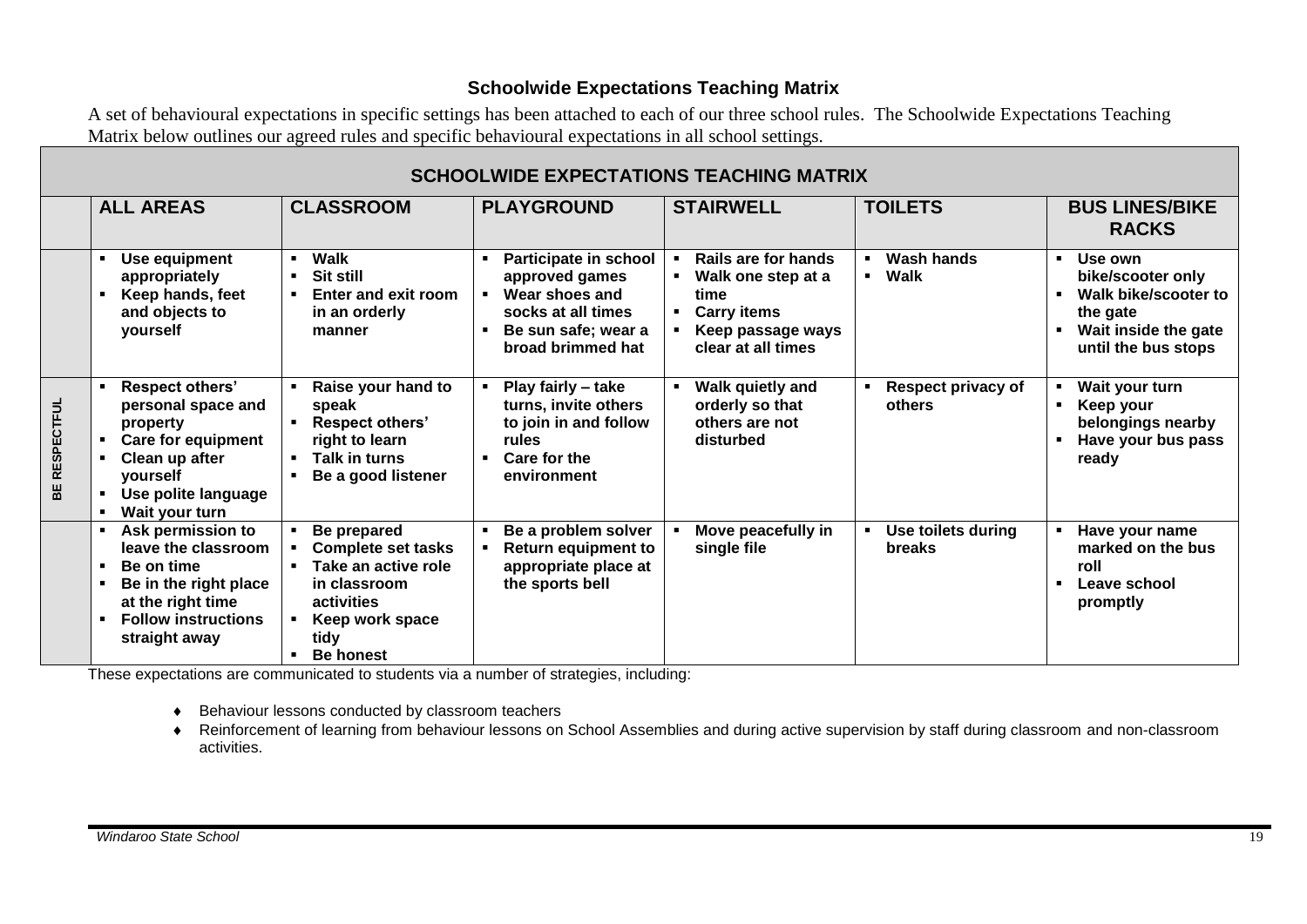## Schoolwide Expectations Teaching Matrix

A set of behavioural expectations in specific settings has been attached to each of our three school rules. The Schoolwide Expectations Teaching Matrix below outlines our agreed rules and specific behavioural expectations in all school settings.

| SCHOOLWIDE EXPECTATIONS TEACHING MATRIX | | | | | | |
|---|---|---|---|---|---|---|
| | **ALL AREAS** | **CLASSROOM** | **PLAYGROUND** | **STAIRWELL** | **TOILETS** | **BUS LINES/BIKE RACKS** |
| | ▪ Use equipment appropriately<br>▪ Keep hands, feet and objects to yourself | ▪ Walk<br>▪ Sit still<br>▪ Enter and exit room in an orderly manner | ▪ Participate in school approved games<br>▪ Wear shoes and socks at all times<br>▪ Be sun safe; wear a broad brimmed hat | ▪ Rails are for hands<br>▪ Walk one step at a time<br>▪ Carry items<br>▪ Keep passage ways clear at all times | ▪ Wash hands<br>▪ Walk | ▪ Use own bike/scooter only<br>▪ Walk bike/scooter to the gate<br>▪ Wait inside the gate until the bus stops |
| **BE RESPECTFUL** | ▪ Respect others' personal space and property<br>▪ Care for equipment<br>▪ Clean up after yourself<br>▪ Use polite language<br>▪ Wait your turn | ▪ Raise your hand to speak<br>▪ Respect others' right to learn<br>▪ Talk in turns<br>▪ Be a good listener | ▪ Play fairly – take turns, invite others to join in and follow rules<br>▪ Care for the environment | ▪ Walk quietly and orderly so that others are not disturbed | ▪ Respect privacy of others | ▪ Wait your turn<br>▪ Keep your belongings nearby<br>▪ Have your bus pass ready |
| | ▪ Ask permission to leave the classroom<br>▪ Be on time<br>▪ Be in the right place at the right time<br>▪ Follow instructions straight away | ▪ Be prepared<br>▪ Complete set tasks<br>▪ Take an active role in classroom activities<br>▪ Keep work space tidy<br>▪ Be honest | ▪ Be a problem solver<br>▪ Return equipment to appropriate place at the sports bell | ▪ Move peacefully in single file | ▪ Use toilets during breaks | ▪ Have your name marked on the bus roll<br>▪ Leave school promptly |

These expectations are communicated to students via a number of strategies, including:

- Behaviour lessons conducted by classroom teachers
- Reinforcement of learning from behaviour lessons on School Assemblies and during active supervision by staff during classroom and non-classroom activities.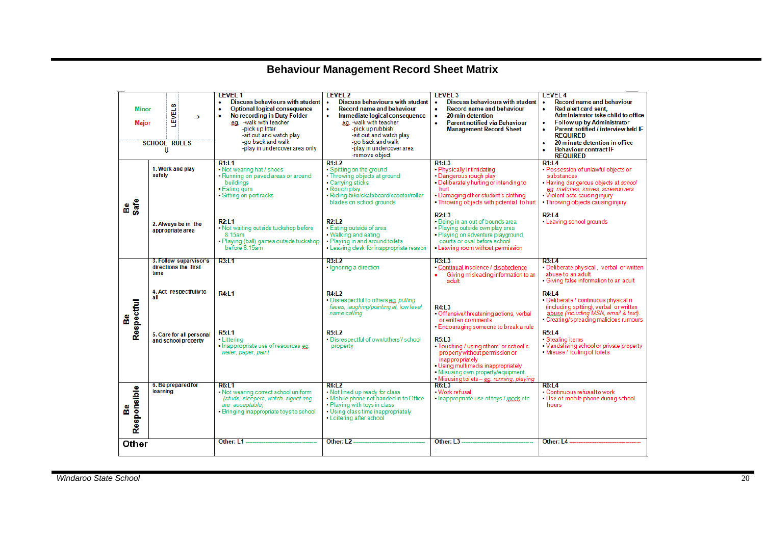# Behaviour Management Record Sheet Matrix

| | | LEVEL 1 | LEVEL 2 | LEVEL 3 | LEVEL 4 |
|---|---|---|---|---|---|
| Minor / Major | LEVELS ⇒ / SCHOOL RULES ⇓ | • Discuss behaviours with student<br>• Optional logical consequence<br>• No recording in Duty Folder<br>eg. -walk with teacher<br>-pick up litter<br>-sit out and watch play<br>-go back and walk<br>-play in undercover area only | • Discuss behaviours with student<br>• Record name and behaviour<br>• Immediate logical consequence<br>eg. -walk with teacher<br>-pick up rubbish<br>-sit out and watch play<br>-go back and walk<br>-play in undercover area<br>-remove object | • Discuss behaviours with student<br>• Record name and behaviour<br>• 20 min detention<br>• Parent notified via Behaviour Management Record Sheet | • Record name and behaviour<br>• Red alert card sent, Administrator take child to office<br>• Follow up by Administrator<br>• Parent notified / interview held IF REQUIRED<br>• 20 minute detention in office<br>• Behaviour contract IF REQUIRED |
| Be Safe | 1. Work and play safely | R1:L1<br>• Not wearing hat / shoes<br>• Running on paved areas or around buildings<br>• Eating gum<br>• Sitting on port racks | R1:L2<br>• Spitting on the ground<br>• Throwing objects at ground<br>• Carrying sticks<br>• Rough play<br>• Riding bike/skateboard/scooter/roller blades on school grounds | R1:L3<br>• Physically intimidating<br>• Dangerous rough play<br>• Deliberately hurting or intending to hurt<br>• Damaging other student's clothing<br>• Throwing objects with potential to hurt | R1:L4<br>• Possession of unlawful objects or substances<br>• Having dangerous objects at school *eg. matches, knives, screwdrivers*<br>• Violent acts causing injury<br>• Throwing objects causing injury |
| | 2. Always be in the appropriate area | R2:L1<br>• Not waiting outside tuckshop before 8.15am<br>• Playing (ball) games outside tuckshop before 8.15am | R2:L2<br>• Eating outside of area<br>• Walking and eating<br>• Playing in and around toilets<br>• Leaving desk for inappropriate reason | R2:L3<br>• Being in an out of bounds area<br>• Playing outside own play area<br>• Playing on adventure playground, courts or oval before school<br>• Leaving room without permission | R2:L4<br>• Leaving school grounds |
| Be Respectful | 3. Follow supervisor's directions the first time | R3:L1 | R3:L2<br>• Ignoring a direction | R3:L3<br>• Continual insolence / disobedience<br>• Giving misleading information to an adult | R3:L4<br>• Deliberate physical, verbal or written abuse to an adult<br>• Giving false information to an adult |
| | 4. Act respectfully to all | R4:L1 | R4:L2<br>• Disrespectful to others *eg. pulling faces, laughing/pointing at, low level name calling* | R4:L3<br>• Offensive/threatening actions, verbal or written comments<br>• Encouraging someone to break a rule | R4:L4<br>• Deliberate / continuous physical n (including spitting), verbal or written abuse *(including MSN, email & text)*.<br>• Creating/spreading malicious rumours |
| | 5. Care for all personal and school property | R5:L1<br>• Littering<br>• Inappropriate use of resources *eg. water, paper, paint* | R5:L2<br>• Disrespectful of own/others / school property | R5:L3<br>• Touching / using others' or school's property without permission or inappropriately<br>• Using multimedia inappropriately<br>• Misusing own property/equipment<br>• Misusing toilets – *eg. running, playing* | R5:L4<br>• Stealing items<br>• Vandalising school or private property<br>• Misuse / fouling of toilets |
| Be Responsible | 6. Be prepared for learning | R6:L1<br>• Not wearing correct school uniform *(studs, sleepers, watch, signet ring are acceptable)*<br>• Bringing inappropriate toys to school | R6:L2<br>• Not lined up ready for class<br>• Mobile phone not handed in to Office<br>• Playing with toys in class<br>• Using class time inappropriately<br>• Loitering after school | R6:L3<br>• Work refusal<br>• Inappropriate use of toys / ipods etc | R6:L4<br>• Continuous refusal to work<br>• Use of mobile phone during school hours |
| Other | | Other: L1 ------------------------ | Other: L2 ------------------------ | Other: L3 ------------------------ | Other: L4 ------------------------ |

*Windaroo State School*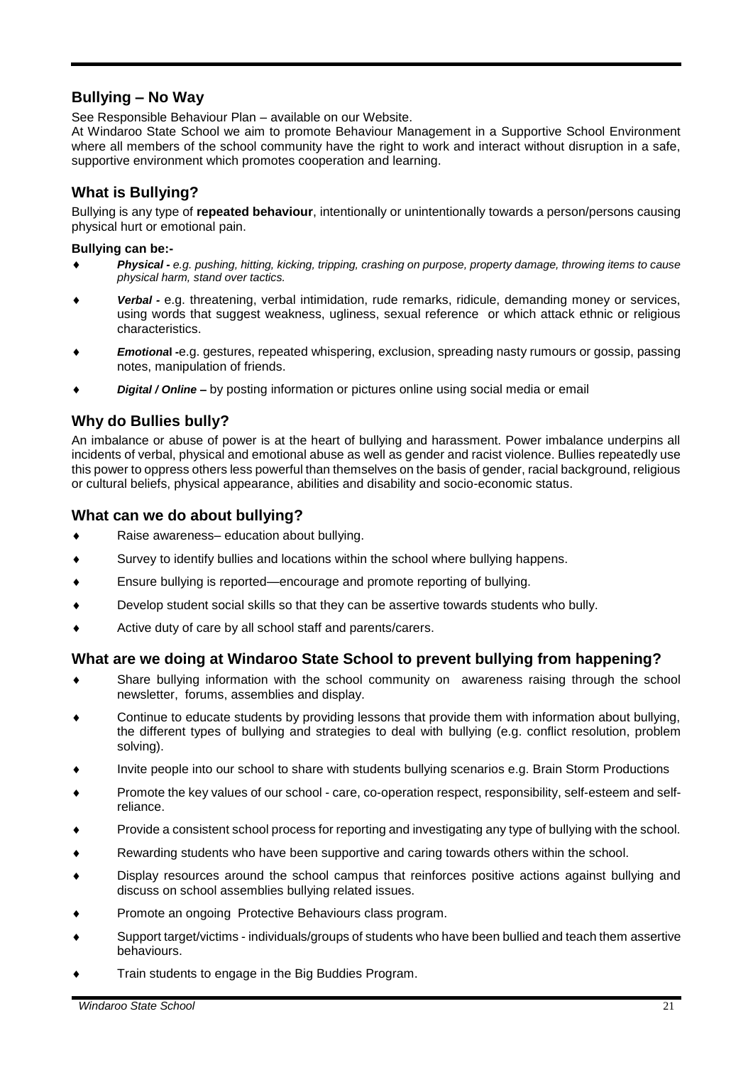## Bullying – No Way

See Responsible Behaviour Plan – available on our Website.

At Windaroo State School we aim to promote Behaviour Management in a Supportive School Environment where all members of the school community have the right to work and interact without disruption in a safe, supportive environment which promotes cooperation and learning.

## What is Bullying?

Bullying is any type of **repeated behaviour**, intentionally or unintentionally towards a person/persons causing physical hurt or emotional pain.

**Bullying can be:-**

- ***Physical -*** *e.g. pushing, hitting, kicking, tripping, crashing on purpose, property damage, throwing items to cause physical harm, stand over tactics.*
- ***Verbal -*** e.g. threatening, verbal intimidation, rude remarks, ridicule, demanding money or services, using words that suggest weakness, ugliness, sexual reference or which attack ethnic or religious characteristics.
- ***Emotional*** **-**e.g. gestures, repeated whispering, exclusion, spreading nasty rumours or gossip, passing notes, manipulation of friends.
- ***Digital / Online* –** by posting information or pictures online using social media or email

## Why do Bullies bully?

An imbalance or abuse of power is at the heart of bullying and harassment. Power imbalance underpins all incidents of verbal, physical and emotional abuse as well as gender and racist violence. Bullies repeatedly use this power to oppress others less powerful than themselves on the basis of gender, racial background, religious or cultural beliefs, physical appearance, abilities and disability and socio-economic status.

## What can we do about bullying?

- Raise awareness– education about bullying.
- Survey to identify bullies and locations within the school where bullying happens.
- Ensure bullying is reported—encourage and promote reporting of bullying.
- Develop student social skills so that they can be assertive towards students who bully.
- Active duty of care by all school staff and parents/carers.

## What are we doing at Windaroo State School to prevent bullying from happening?

- Share bullying information with the school community on awareness raising through the school newsletter, forums, assemblies and display.
- Continue to educate students by providing lessons that provide them with information about bullying, the different types of bullying and strategies to deal with bullying (e.g. conflict resolution, problem solving).
- Invite people into our school to share with students bullying scenarios e.g. Brain Storm Productions
- Promote the key values of our school - care, co-operation respect, responsibility, self-esteem and self-reliance.
- Provide a consistent school process for reporting and investigating any type of bullying with the school.
- Rewarding students who have been supportive and caring towards others within the school.
- Display resources around the school campus that reinforces positive actions against bullying and discuss on school assemblies bullying related issues.
- Promote an ongoing Protective Behaviours class program.
- Support target/victims - individuals/groups of students who have been bullied and teach them assertive behaviours.
- Train students to engage in the Big Buddies Program.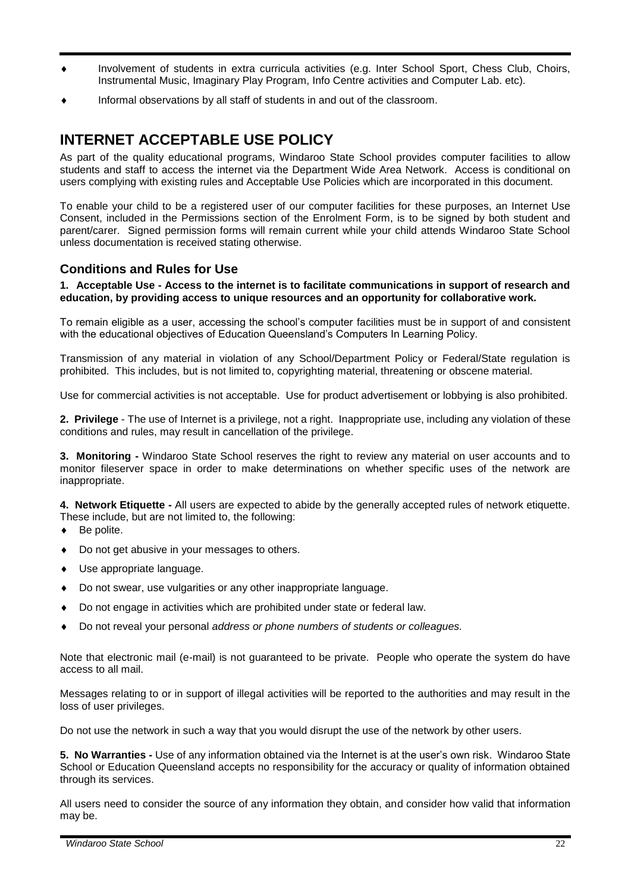- Involvement of students in extra curricula activities (e.g. Inter School Sport, Chess Club, Choirs, Instrumental Music, Imaginary Play Program, Info Centre activities and Computer Lab. etc).
- Informal observations by all staff of students in and out of the classroom.

# INTERNET ACCEPTABLE USE POLICY

As part of the quality educational programs, Windaroo State School provides computer facilities to allow students and staff to access the internet via the Department Wide Area Network. Access is conditional on users complying with existing rules and Acceptable Use Policies which are incorporated in this document.

To enable your child to be a registered user of our computer facilities for these purposes, an Internet Use Consent, included in the Permissions section of the Enrolment Form, is to be signed by both student and parent/carer. Signed permission forms will remain current while your child attends Windaroo State School unless documentation is received stating otherwise.

## Conditions and Rules for Use

**1. Acceptable Use - Access to the internet is to facilitate communications in support of research and education, by providing access to unique resources and an opportunity for collaborative work.**

To remain eligible as a user, accessing the school's computer facilities must be in support of and consistent with the educational objectives of Education Queensland's Computers In Learning Policy.

Transmission of any material in violation of any School/Department Policy or Federal/State regulation is prohibited. This includes, but is not limited to, copyrighting material, threatening or obscene material.

Use for commercial activities is not acceptable. Use for product advertisement or lobbying is also prohibited.

**2. Privilege** - The use of Internet is a privilege, not a right. Inappropriate use, including any violation of these conditions and rules, may result in cancellation of the privilege.

**3. Monitoring -** Windaroo State School reserves the right to review any material on user accounts and to monitor fileserver space in order to make determinations on whether specific uses of the network are inappropriate.

**4. Network Etiquette -** All users are expected to abide by the generally accepted rules of network etiquette. These include, but are not limited to, the following:

- Be polite.
- Do not get abusive in your messages to others.
- Use appropriate language.
- Do not swear, use vulgarities or any other inappropriate language.
- Do not engage in activities which are prohibited under state or federal law.
- Do not reveal your personal *address or phone numbers of students or colleagues.*

Note that electronic mail (e-mail) is not guaranteed to be private. People who operate the system do have access to all mail.

Messages relating to or in support of illegal activities will be reported to the authorities and may result in the loss of user privileges.

Do not use the network in such a way that you would disrupt the use of the network by other users.

**5. No Warranties -** Use of any information obtained via the Internet is at the user's own risk. Windaroo State School or Education Queensland accepts no responsibility for the accuracy or quality of information obtained through its services.

All users need to consider the source of any information they obtain, and consider how valid that information may be.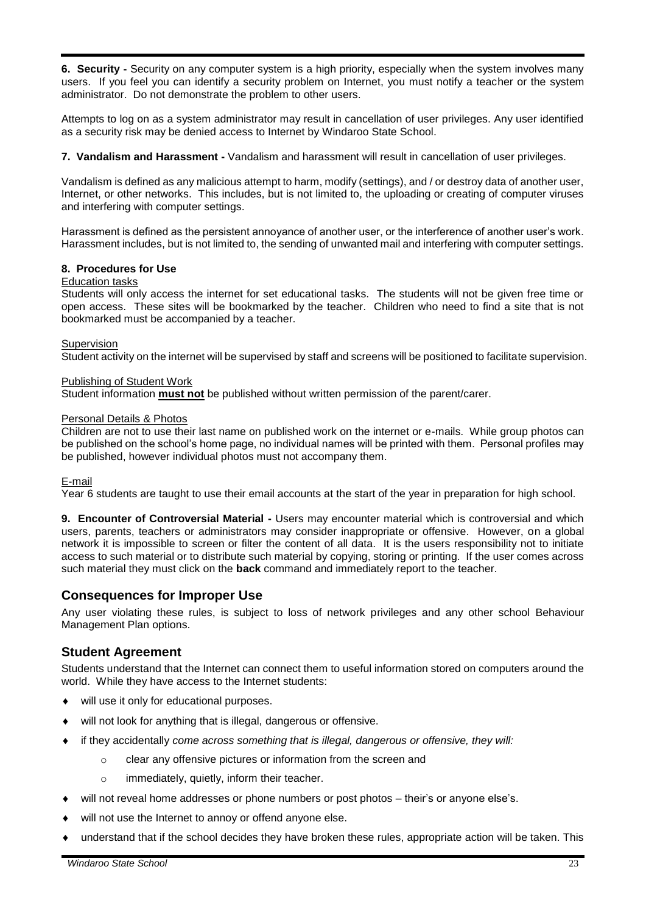**6. Security -** Security on any computer system is a high priority, especially when the system involves many users. If you feel you can identify a security problem on Internet, you must notify a teacher or the system administrator. Do not demonstrate the problem to other users.

Attempts to log on as a system administrator may result in cancellation of user privileges. Any user identified as a security risk may be denied access to Internet by Windaroo State School.

**7. Vandalism and Harassment -** Vandalism and harassment will result in cancellation of user privileges.

Vandalism is defined as any malicious attempt to harm, modify (settings), and / or destroy data of another user, Internet, or other networks. This includes, but is not limited to, the uploading or creating of computer viruses and interfering with computer settings.

Harassment is defined as the persistent annoyance of another user, or the interference of another user's work. Harassment includes, but is not limited to, the sending of unwanted mail and interfering with computer settings.

**8. Procedures for Use**

Education tasks

Students will only access the internet for set educational tasks. The students will not be given free time or open access. These sites will be bookmarked by the teacher. Children who need to find a site that is not bookmarked must be accompanied by a teacher.

Supervision

Student activity on the internet will be supervised by staff and screens will be positioned to facilitate supervision.

Publishing of Student Work

Student information **must not** be published without written permission of the parent/carer.

Personal Details & Photos

Children are not to use their last name on published work on the internet or e-mails. While group photos can be published on the school's home page, no individual names will be printed with them. Personal profiles may be published, however individual photos must not accompany them.

E-mail

Year 6 students are taught to use their email accounts at the start of the year in preparation for high school.

**9. Encounter of Controversial Material -** Users may encounter material which is controversial and which users, parents, teachers or administrators may consider inappropriate or offensive. However, on a global network it is impossible to screen or filter the content of all data. It is the users responsibility not to initiate access to such material or to distribute such material by copying, storing or printing. If the user comes across such material they must click on the **back** command and immediately report to the teacher.

## Consequences for Improper Use

Any user violating these rules, is subject to loss of network privileges and any other school Behaviour Management Plan options.

## Student Agreement

Students understand that the Internet can connect them to useful information stored on computers around the world. While they have access to the Internet students:

- will use it only for educational purposes.
- will not look for anything that is illegal, dangerous or offensive.
- if they accidentally *come across something that is illegal, dangerous or offensive, they will:*
  - clear any offensive pictures or information from the screen and
  - immediately, quietly, inform their teacher.
- will not reveal home addresses or phone numbers or post photos – their's or anyone else's.
- will not use the Internet to annoy or offend anyone else.
- understand that if the school decides they have broken these rules, appropriate action will be taken. This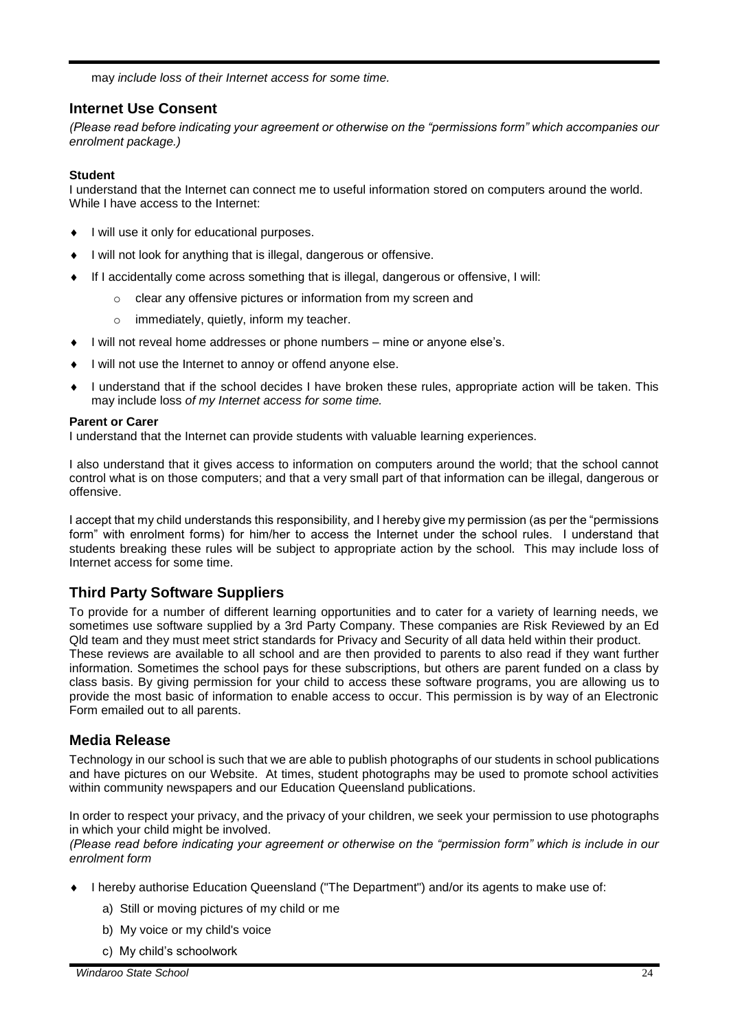may *include loss of their Internet access for some time.*

## Internet Use Consent

*(Please read before indicating your agreement or otherwise on the "permissions form" which accompanies our enrolment package.)*

**Student**

I understand that the Internet can connect me to useful information stored on computers around the world. While I have access to the Internet:

- I will use it only for educational purposes.
- I will not look for anything that is illegal, dangerous or offensive.
- If I accidentally come across something that is illegal, dangerous or offensive, I will:
  - clear any offensive pictures or information from my screen and
  - immediately, quietly, inform my teacher.
- I will not reveal home addresses or phone numbers – mine or anyone else's.
- I will not use the Internet to annoy or offend anyone else.
- I understand that if the school decides I have broken these rules, appropriate action will be taken. This may include loss *of my Internet access for some time.*

**Parent or Carer**

I understand that the Internet can provide students with valuable learning experiences.

I also understand that it gives access to information on computers around the world; that the school cannot control what is on those computers; and that a very small part of that information can be illegal, dangerous or offensive.

I accept that my child understands this responsibility, and I hereby give my permission (as per the "permissions form" with enrolment forms) for him/her to access the Internet under the school rules. I understand that students breaking these rules will be subject to appropriate action by the school. This may include loss of Internet access for some time.

## Third Party Software Suppliers

To provide for a number of different learning opportunities and to cater for a variety of learning needs, we sometimes use software supplied by a 3rd Party Company. These companies are Risk Reviewed by an Ed Qld team and they must meet strict standards for Privacy and Security of all data held within their product.
These reviews are available to all school and are then provided to parents to also read if they want further information. Sometimes the school pays for these subscriptions, but others are parent funded on a class by class basis. By giving permission for your child to access these software programs, you are allowing us to provide the most basic of information to enable access to occur. This permission is by way of an Electronic Form emailed out to all parents.

## Media Release

Technology in our school is such that we are able to publish photographs of our students in school publications and have pictures on our Website. At times, student photographs may be used to promote school activities within community newspapers and our Education Queensland publications.

In order to respect your privacy, and the privacy of your children, we seek your permission to use photographs in which your child might be involved.
*(Please read before indicating your agreement or otherwise on the "permission form" which is include in our enrolment form*

- I hereby authorise Education Queensland ("The Department") and/or its agents to make use of:
  a) Still or moving pictures of my child or me
  b) My voice or my child's voice
  c) My child's schoolwork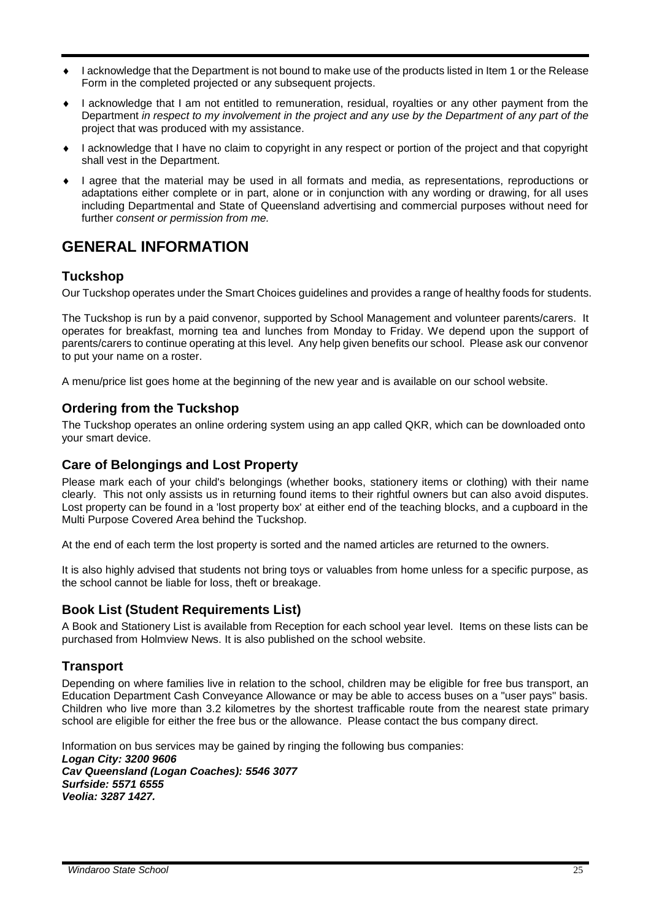- I acknowledge that the Department is not bound to make use of the products listed in Item 1 or the Release Form in the completed projected or any subsequent projects.
- I acknowledge that I am not entitled to remuneration, residual, royalties or any other payment from the Department *in respect to my involvement in the project and any use by the Department of any part of the* project that was produced with my assistance.
- I acknowledge that I have no claim to copyright in any respect or portion of the project and that copyright shall vest in the Department.
- I agree that the material may be used in all formats and media, as representations, reproductions or adaptations either complete or in part, alone or in conjunction with any wording or drawing, for all uses including Departmental and State of Queensland advertising and commercial purposes without need for further *consent or permission from me.*

# GENERAL INFORMATION

## Tuckshop

Our Tuckshop operates under the Smart Choices guidelines and provides a range of healthy foods for students.

The Tuckshop is run by a paid convenor, supported by School Management and volunteer parents/carers. It operates for breakfast, morning tea and lunches from Monday to Friday. We depend upon the support of parents/carers to continue operating at this level. Any help given benefits our school. Please ask our convenor to put your name on a roster.

A menu/price list goes home at the beginning of the new year and is available on our school website.

## Ordering from the Tuckshop

The Tuckshop operates an online ordering system using an app called QKR, which can be downloaded onto your smart device.

## Care of Belongings and Lost Property

Please mark each of your child's belongings (whether books, stationery items or clothing) with their name clearly. This not only assists us in returning found items to their rightful owners but can also avoid disputes. Lost property can be found in a 'lost property box' at either end of the teaching blocks, and a cupboard in the Multi Purpose Covered Area behind the Tuckshop.

At the end of each term the lost property is sorted and the named articles are returned to the owners.

It is also highly advised that students not bring toys or valuables from home unless for a specific purpose, as the school cannot be liable for loss, theft or breakage.

## Book List (Student Requirements List)

A Book and Stationery List is available from Reception for each school year level. Items on these lists can be purchased from Holmview News. It is also published on the school website.

## Transport

Depending on where families live in relation to the school, children may be eligible for free bus transport, an Education Department Cash Conveyance Allowance or may be able to access buses on a "user pays" basis. Children who live more than 3.2 kilometres by the shortest trafficable route from the nearest state primary school are eligible for either the free bus or the allowance. Please contact the bus company direct.

Information on bus services may be gained by ringing the following bus companies:
***Logan City: 3200 9606***
***Cav Queensland (Logan Coaches): 5546 3077***
***Surfside: 5571 6555***
***Veolia: 3287 1427.***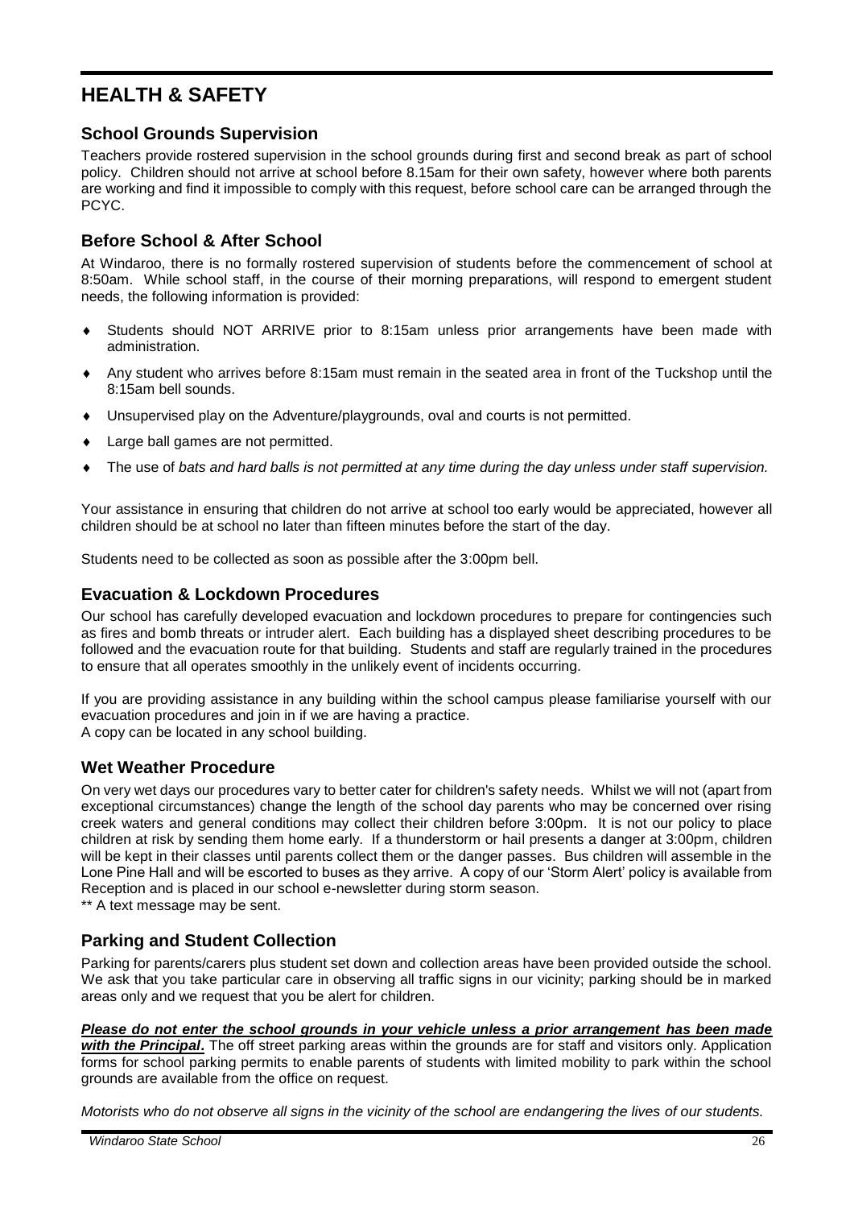# HEALTH & SAFETY

## School Grounds Supervision

Teachers provide rostered supervision in the school grounds during first and second break as part of school policy. Children should not arrive at school before 8.15am for their own safety, however where both parents are working and find it impossible to comply with this request, before school care can be arranged through the PCYC.

## Before School & After School

At Windaroo, there is no formally rostered supervision of students before the commencement of school at 8:50am. While school staff, in the course of their morning preparations, will respond to emergent student needs, the following information is provided:

- Students should NOT ARRIVE prior to 8:15am unless prior arrangements have been made with administration.
- Any student who arrives before 8:15am must remain in the seated area in front of the Tuckshop until the 8:15am bell sounds.
- Unsupervised play on the Adventure/playgrounds, oval and courts is not permitted.
- Large ball games are not permitted.
- The use of *bats and hard balls is not permitted at any time during the day unless under staff supervision.*

Your assistance in ensuring that children do not arrive at school too early would be appreciated, however all children should be at school no later than fifteen minutes before the start of the day.

Students need to be collected as soon as possible after the 3:00pm bell.

## Evacuation & Lockdown Procedures

Our school has carefully developed evacuation and lockdown procedures to prepare for contingencies such as fires and bomb threats or intruder alert. Each building has a displayed sheet describing procedures to be followed and the evacuation route for that building. Students and staff are regularly trained in the procedures to ensure that all operates smoothly in the unlikely event of incidents occurring.

If you are providing assistance in any building within the school campus please familiarise yourself with our evacuation procedures and join in if we are having a practice.
A copy can be located in any school building.

## Wet Weather Procedure

On very wet days our procedures vary to better cater for children's safety needs. Whilst we will not (apart from exceptional circumstances) change the length of the school day parents who may be concerned over rising creek waters and general conditions may collect their children before 3:00pm. It is not our policy to place children at risk by sending them home early. If a thunderstorm or hail presents a danger at 3:00pm, children will be kept in their classes until parents collect them or the danger passes. Bus children will assemble in the Lone Pine Hall and will be escorted to buses as they arrive. A copy of our 'Storm Alert' policy is available from Reception and is placed in our school e-newsletter during storm season.
** A text message may be sent.

## Parking and Student Collection

Parking for parents/carers plus student set down and collection areas have been provided outside the school. We ask that you take particular care in observing all traffic signs in our vicinity; parking should be in marked areas only and we request that you be alert for children.

***Please do not enter the school grounds in your vehicle unless a prior arrangement has been made with the Principal*.** The off street parking areas within the grounds are for staff and visitors only. Application forms for school parking permits to enable parents of students with limited mobility to park within the school grounds are available from the office on request.

*Motorists who do not observe all signs in the vicinity of the school are endangering the lives of our students.*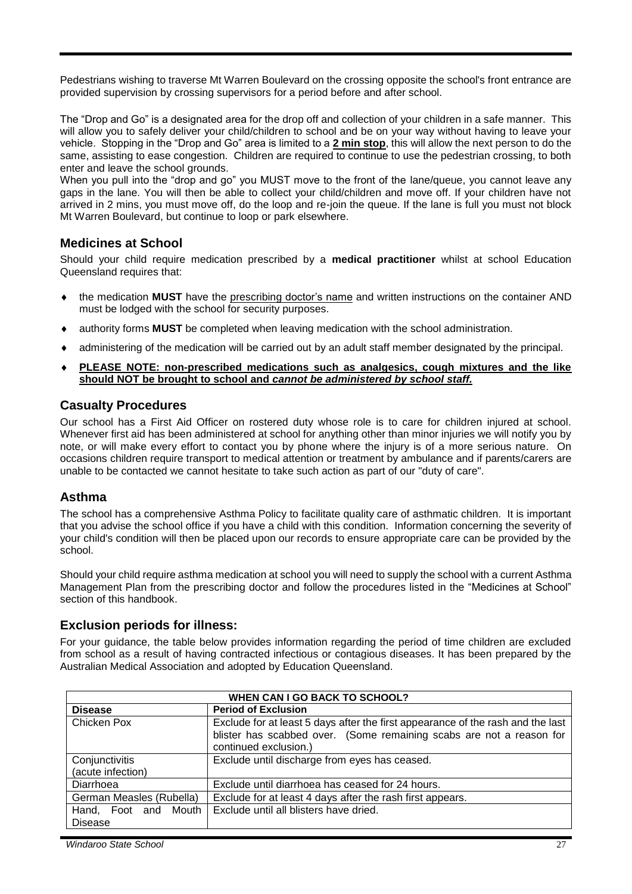Pedestrians wishing to traverse Mt Warren Boulevard on the crossing opposite the school's front entrance are provided supervision by crossing supervisors for a period before and after school.

The "Drop and Go" is a designated area for the drop off and collection of your children in a safe manner. This will allow you to safely deliver your child/children to school and be on your way without having to leave your vehicle. Stopping in the "Drop and Go" area is limited to a **2 min stop**, this will allow the next person to do the same, assisting to ease congestion. Children are required to continue to use the pedestrian crossing, to both enter and leave the school grounds.

When you pull into the "drop and go" you MUST move to the front of the lane/queue, you cannot leave any gaps in the lane. You will then be able to collect your child/children and move off. If your children have not arrived in 2 mins, you must move off, do the loop and re-join the queue. If the lane is full you must not block Mt Warren Boulevard, but continue to loop or park elsewhere.

## Medicines at School

Should your child require medication prescribed by a **medical practitioner** whilst at school Education Queensland requires that:

- the medication **MUST** have the prescribing doctor's name and written instructions on the container AND must be lodged with the school for security purposes.
- authority forms **MUST** be completed when leaving medication with the school administration.
- administering of the medication will be carried out by an adult staff member designated by the principal.
- **PLEASE NOTE: non-prescribed medications such as analgesics, cough mixtures and the like should NOT be brought to school and *cannot be administered by school staff.***

## Casualty Procedures

Our school has a First Aid Officer on rostered duty whose role is to care for children injured at school. Whenever first aid has been administered at school for anything other than minor injuries we will notify you by note, or will make every effort to contact you by phone where the injury is of a more serious nature. On occasions children require transport to medical attention or treatment by ambulance and if parents/carers are unable to be contacted we cannot hesitate to take such action as part of our "duty of care".

## Asthma

The school has a comprehensive Asthma Policy to facilitate quality care of asthmatic children. It is important that you advise the school office if you have a child with this condition. Information concerning the severity of your child's condition will then be placed upon our records to ensure appropriate care can be provided by the school.

Should your child require asthma medication at school you will need to supply the school with a current Asthma Management Plan from the prescribing doctor and follow the procedures listed in the "Medicines at School" section of this handbook.

## Exclusion periods for illness:

For your guidance, the table below provides information regarding the period of time children are excluded from school as a result of having contracted infectious or contagious diseases. It has been prepared by the Australian Medical Association and adopted by Education Queensland.

| WHEN CAN I GO BACK TO SCHOOL? | |
|---|---|
| **Disease** | **Period of Exclusion** |
| Chicken Pox | Exclude for at least 5 days after the first appearance of the rash and the last blister has scabbed over. (Some remaining scabs are not a reason for continued exclusion.) |
| Conjunctivitis (acute infection) | Exclude until discharge from eyes has ceased. |
| Diarrhoea | Exclude until diarrhoea has ceased for 24 hours. |
| German Measles (Rubella) | Exclude for at least 4 days after the rash first appears. |
| Hand, Foot and Mouth Disease | Exclude until all blisters have dried. |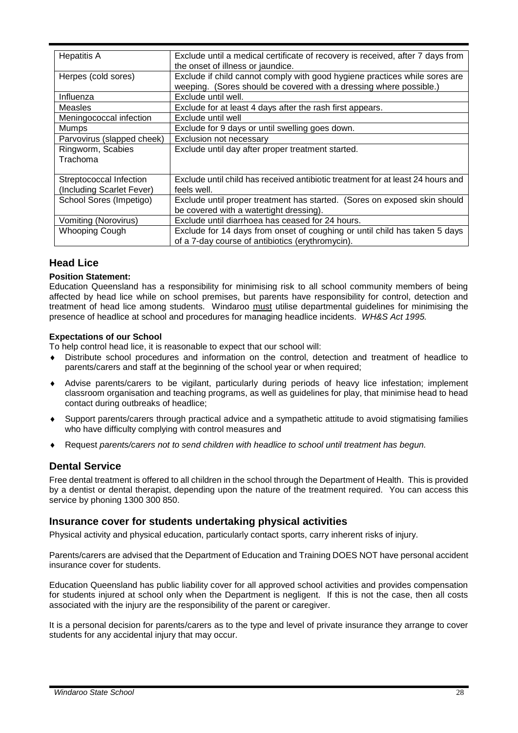| | |
|---|---|
| Hepatitis A | Exclude until a medical certificate of recovery is received, after 7 days from the onset of illness or jaundice. |
| Herpes (cold sores) | Exclude if child cannot comply with good hygiene practices while sores are weeping. (Sores should be covered with a dressing where possible.) |
| Influenza | Exclude until well. |
| Measles | Exclude for at least 4 days after the rash first appears. |
| Meningococcal infection | Exclude until well |
| Mumps | Exclude for 9 days or until swelling goes down. |
| Parvovirus (slapped cheek) | Exclusion not necessary |
| Ringworm, Scabies Trachoma | Exclude until day after proper treatment started. |
| Streptococcal Infection (Including Scarlet Fever) | Exclude until child has received antibiotic treatment for at least 24 hours and feels well. |
| School Sores (Impetigo) | Exclude until proper treatment has started. (Sores on exposed skin should be covered with a watertight dressing). |
| Vomiting (Norovirus) | Exclude until diarrhoea has ceased for 24 hours. |
| Whooping Cough | Exclude for 14 days from onset of coughing or until child has taken 5 days of a 7-day course of antibiotics (erythromycin). |

## Head Lice

**Position Statement:**
Education Queensland has a responsibility for minimising risk to all school community members of being affected by head lice while on school premises, but parents have responsibility for control, detection and treatment of head lice among students. Windaroo must utilise departmental guidelines for minimising the presence of headlice at school and procedures for managing headlice incidents. *WH&S Act 1995.*

**Expectations of our School**
To help control head lice, it is reasonable to expect that our school will:

- Distribute school procedures and information on the control, detection and treatment of headlice to parents/carers and staff at the beginning of the school year or when required;
- Advise parents/carers to be vigilant, particularly during periods of heavy lice infestation; implement classroom organisation and teaching programs, as well as guidelines for play, that minimise head to head contact during outbreaks of headlice;
- Support parents/carers through practical advice and a sympathetic attitude to avoid stigmatising families who have difficulty complying with control measures and
- Request *parents/carers not to send children with headlice to school until treatment has begun.*

## Dental Service

Free dental treatment is offered to all children in the school through the Department of Health. This is provided by a dentist or dental therapist, depending upon the nature of the treatment required. You can access this service by phoning 1300 300 850.

## Insurance cover for students undertaking physical activities

Physical activity and physical education, particularly contact sports, carry inherent risks of injury.

Parents/carers are advised that the Department of Education and Training DOES NOT have personal accident insurance cover for students.

Education Queensland has public liability cover for all approved school activities and provides compensation for students injured at school only when the Department is negligent. If this is not the case, then all costs associated with the injury are the responsibility of the parent or caregiver.

It is a personal decision for parents/carers as to the type and level of private insurance they arrange to cover students for any accidental injury that may occur.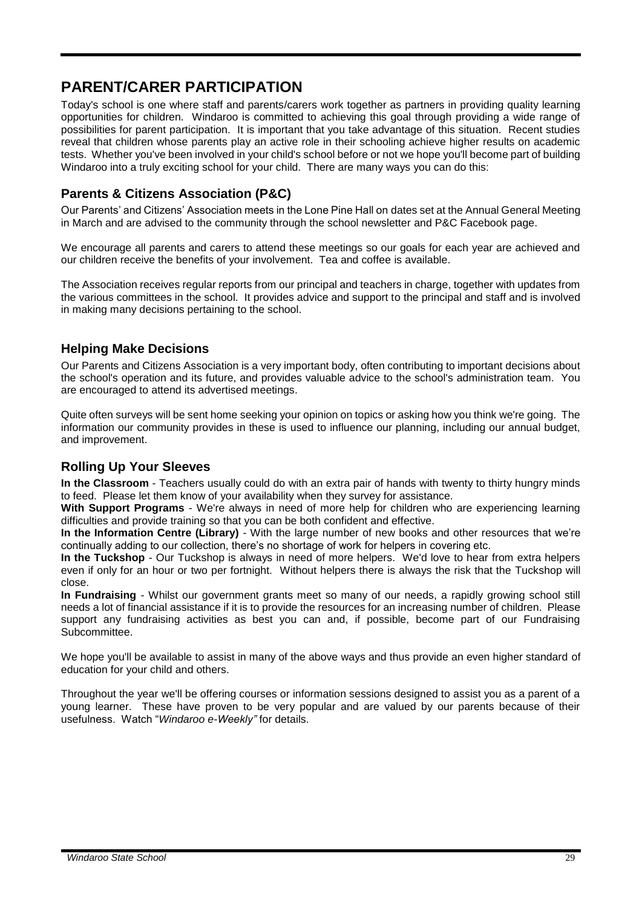# PARENT/CARER PARTICIPATION

Today's school is one where staff and parents/carers work together as partners in providing quality learning opportunities for children. Windaroo is committed to achieving this goal through providing a wide range of possibilities for parent participation. It is important that you take advantage of this situation. Recent studies reveal that children whose parents play an active role in their schooling achieve higher results on academic tests. Whether you've been involved in your child's school before or not we hope you'll become part of building Windaroo into a truly exciting school for your child. There are many ways you can do this:

## Parents & Citizens Association (P&C)

Our Parents' and Citizens' Association meets in the Lone Pine Hall on dates set at the Annual General Meeting in March and are advised to the community through the school newsletter and P&C Facebook page.

We encourage all parents and carers to attend these meetings so our goals for each year are achieved and our children receive the benefits of your involvement. Tea and coffee is available.

The Association receives regular reports from our principal and teachers in charge, together with updates from the various committees in the school. It provides advice and support to the principal and staff and is involved in making many decisions pertaining to the school.

## Helping Make Decisions

Our Parents and Citizens Association is a very important body, often contributing to important decisions about the school's operation and its future, and provides valuable advice to the school's administration team. You are encouraged to attend its advertised meetings.

Quite often surveys will be sent home seeking your opinion on topics or asking how you think we're going. The information our community provides in these is used to influence our planning, including our annual budget, and improvement.

## Rolling Up Your Sleeves

**In the Classroom** - Teachers usually could do with an extra pair of hands with twenty to thirty hungry minds to feed. Please let them know of your availability when they survey for assistance.

**With Support Programs** - We're always in need of more help for children who are experiencing learning difficulties and provide training so that you can be both confident and effective.

**In the Information Centre (Library)** - With the large number of new books and other resources that we're continually adding to our collection, there's no shortage of work for helpers in covering etc.

**In the Tuckshop** - Our Tuckshop is always in need of more helpers. We'd love to hear from extra helpers even if only for an hour or two per fortnight. Without helpers there is always the risk that the Tuckshop will close.

**In Fundraising** - Whilst our government grants meet so many of our needs, a rapidly growing school still needs a lot of financial assistance if it is to provide the resources for an increasing number of children. Please support any fundraising activities as best you can and, if possible, become part of our Fundraising Subcommittee.

We hope you'll be available to assist in many of the above ways and thus provide an even higher standard of education for your child and others.

Throughout the year we'll be offering courses or information sessions designed to assist you as a parent of a young learner. These have proven to be very popular and are valued by our parents because of their usefulness. Watch "*Windaroo e-Weekly"* for details.